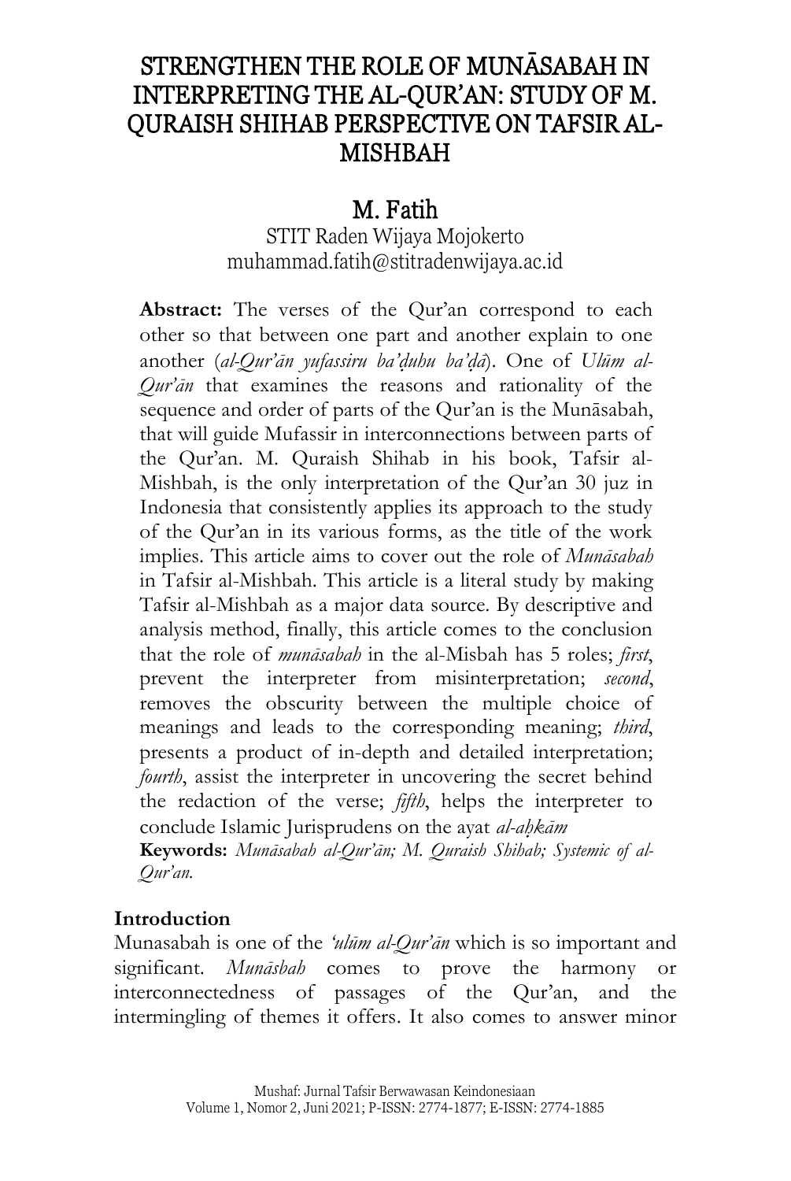# STRENGTHEN THE ROLE OF MUNĀSABAH IN INTERPRETING THE AL-QUR'AN: STUDY OF M. QURAISH SHIHAB PERSPECTIVE ON TAFSIR AL-MISHBAH

**M. Fatih**

STIT Raden Wijaya Mojokerto

muhammad.fatih@stitradenwijaya.ac.id

**Abstract:** The verses of the Qur'an correspond to each other so that between one part and another explain to one another (*al-Qur'ān yufassiru ba'ḍuhu ba'ḍā*). One of *Ulūm al-Qur'ān* that examines the reasons and rationality of the sequence and order of parts of the Qur'an is the Munāsabah, that will guide Mufassir in interconnections between parts of the Qur'an. M. Quraish Shihab in his book, Tafsir al-Mishbah, is the only interpretation of the Qur'an 30 juz in Indonesia that consistently applies its approach to the study of the Qur'an in its various forms, as the title of the work implies. This article aims to cover out the role of *Munāsabah* in Tafsir al-Mishbah. This article is a literal study by making Tafsir al-Mishbah as a major data source. By descriptive and analysis method, finally, this article comes to the conclusion that the role of *munāsabah* in the al-Misbah has 5 roles; *first*, prevent the interpreter from misinterpretation; *second*, removes the obscurity between the multiple choice of meanings and leads to the corresponding meaning; *third*, presents a product of in-depth and detailed interpretation; *fourth*, assist the interpreter in uncovering the secret behind the redaction of the verse; *fifth*, helps the interpreter to conclude Islamic Jurisprudens on the ayat *al-aḥkām*

**Keywords:** *Munāsabah al-Qur'ān; M. Quraish Shihab; Systemic of al-Qur'an.*

## Introduction

Munasabah is one of the *'ulūm al-Qur'ān* which is so important and significant. *Munāsbah* comes to prove the harmony or interconnectedness of passages of the Qur'an, and the intermingling of themes it offers. It also comes to answer minor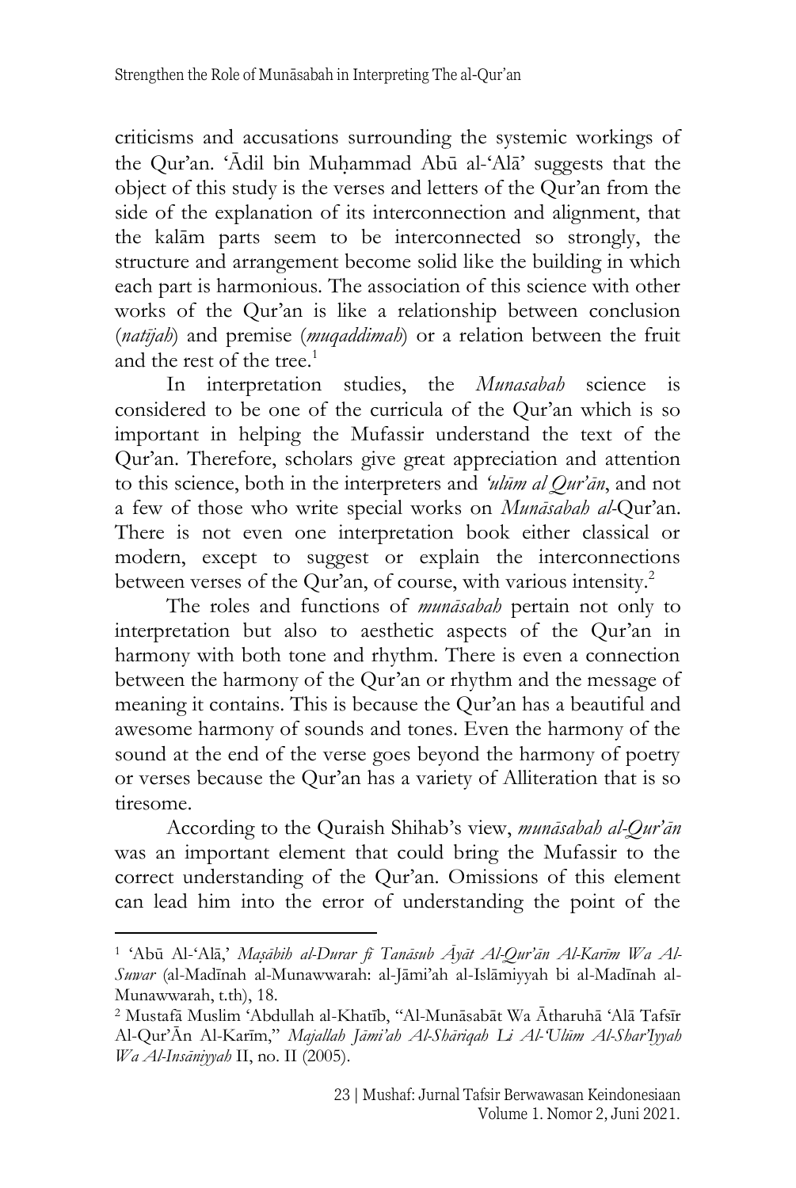criticisms and accusations surrounding the systemic workings of the Qur'an. 'Ādil bin Muḥammad Abū al-'Alā' suggests that the object of this study is the verses and letters of the Qur'an from the side of the explanation of its interconnection and alignment, that the kalām parts seem to be interconnected so strongly, the structure and arrangement become solid like the building in which each part is harmonious. The association of this science with other works of the Qur'an is like a relationship between conclusion (*natījah*) and premise (*muqaddimah*) or a relation between the fruit and the rest of the tree.[1]

In interpretation studies, the *Munasabah* science is considered to be one of the curricula of the Qur'an which is so important in helping the Mufassir understand the text of the Qur'an. Therefore, scholars give great appreciation and attention to this science, both in the interpreters and *'ulūm al Qur'ān*, and not a few of those who write special works on *Munāsabah al*-Qur'an. There is not even one interpretation book either classical or modern, except to suggest or explain the interconnections between verses of the Qur'an, of course, with various intensity.[2]

The roles and functions of *munāsabah* pertain not only to interpretation but also to aesthetic aspects of the Qur'an in harmony with both tone and rhythm. There is even a connection between the harmony of the Qur'an or rhythm and the message of meaning it contains. This is because the Qur'an has a beautiful and awesome harmony of sounds and tones. Even the harmony of the sound at the end of the verse goes beyond the harmony of poetry or verses because the Qur'an has a variety of Alliteration that is so tiresome.

According to the Quraish Shihab's view, *munāsabah al-Qur'ān* was an important element that could bring the Mufassir to the correct understanding of the Qur'an. Omissions of this element can lead him into the error of understanding the point of the

---

[1] 'Abū Al-'Alā,' *Maṣābīh al-Durar fī Tanāsub Āyāt Al-Qur'ān Al-Karīm Wa Al-Suwar* (al-Madīnah al-Munawwarah: al-Jāmi'ah al-Islāmiyyah bi al-Madīnah al-Munawwarah, t.th), 18.

[2] Mustafā Muslim 'Abdullah al-Khatīb, "Al-Munāsabāt Wa Ātharuhā 'Alā Tafsīr Al-Qur'Ān Al-Karīm," *Majallah Jāmi'ah Al-Shāriqah Li Al-'Ulūm Al-Shar'Iyyah Wa Al-Insāniyyah* II, no. II (2005).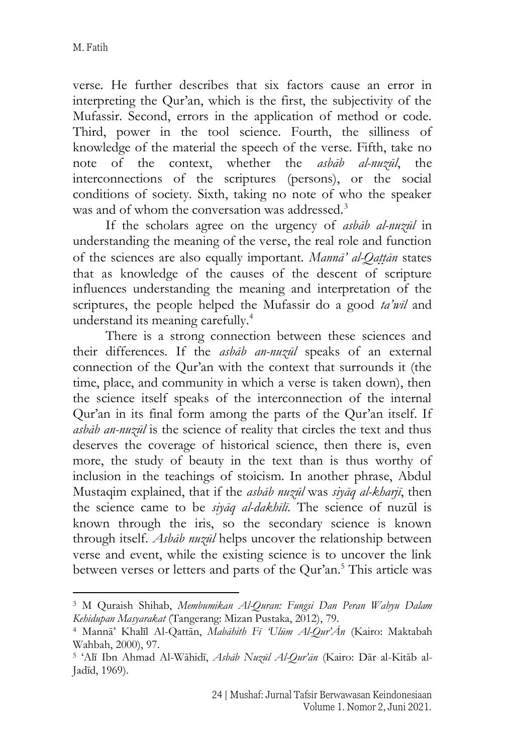verse. He further describes that six factors cause an error in interpreting the Qur'an, which is the first, the subjectivity of the Mufassir. Second, errors in the application of method or code. Third, power in the tool science. Fourth, the silliness of knowledge of the material the speech of the verse. Fifth, take no note of the context, whether the *asbāb al-nuzūl*, the interconnections of the scriptures (persons), or the social conditions of society. Sixth, taking no note of who the speaker was and of whom the conversation was addressed.[3]

If the scholars agree on the urgency of *asbāb al-nuzūl* in understanding the meaning of the verse, the real role and function of the sciences are also equally important. *Mannā' al-Qaṭṭān* states that as knowledge of the causes of the descent of scripture influences understanding the meaning and interpretation of the scriptures, the people helped the Mufassir do a good *ta'wīl* and understand its meaning carefully.[4]

There is a strong connection between these sciences and their differences. If the *asbāb an-nuzūl* speaks of an external connection of the Qur'an with the context that surrounds it (the time, place, and community in which a verse is taken down), then the science itself speaks of the interconnection of the internal Qur'an in its final form among the parts of the Qur'an itself. If *asbāb an-nuzūl* is the science of reality that circles the text and thus deserves the coverage of historical science, then there is, even more, the study of beauty in the text than is thus worthy of inclusion in the teachings of stoicism. In another phrase, Abdul Mustaqim explained, that if the *asbāb nuzūl* was *siyāq al-kharjī*, then the science came to be *siyāq al-dakhīlī*. The science of nuzūl is known through the iris, so the secondary science is known through itself. *Asbāb nuzūl* helps uncover the relationship between verse and event, while the existing science is to uncover the link between verses or letters and parts of the Qur'an.[5] This article was

---

[3] M Quraish Shihab, *Membumikan Al-Quran: Fungsi Dan Peran Wahyu Dalam Kehidupan Masyarakat* (Tangerang: Mizan Pustaka, 2012), 79.

[4] Mannā' Khalīl Al-Qattān, *Mabāhith Fī 'Ulūm Al-Qur'Ān* (Kairo: Maktabah Wahbah, 2000), 97.

[5] 'Alī Ibn Ahmad Al-Wāhidī, *Asbāb Nuzūl Al-Qur'ān* (Kairo: Dār al-Kitāb al-Jadīd, 1969).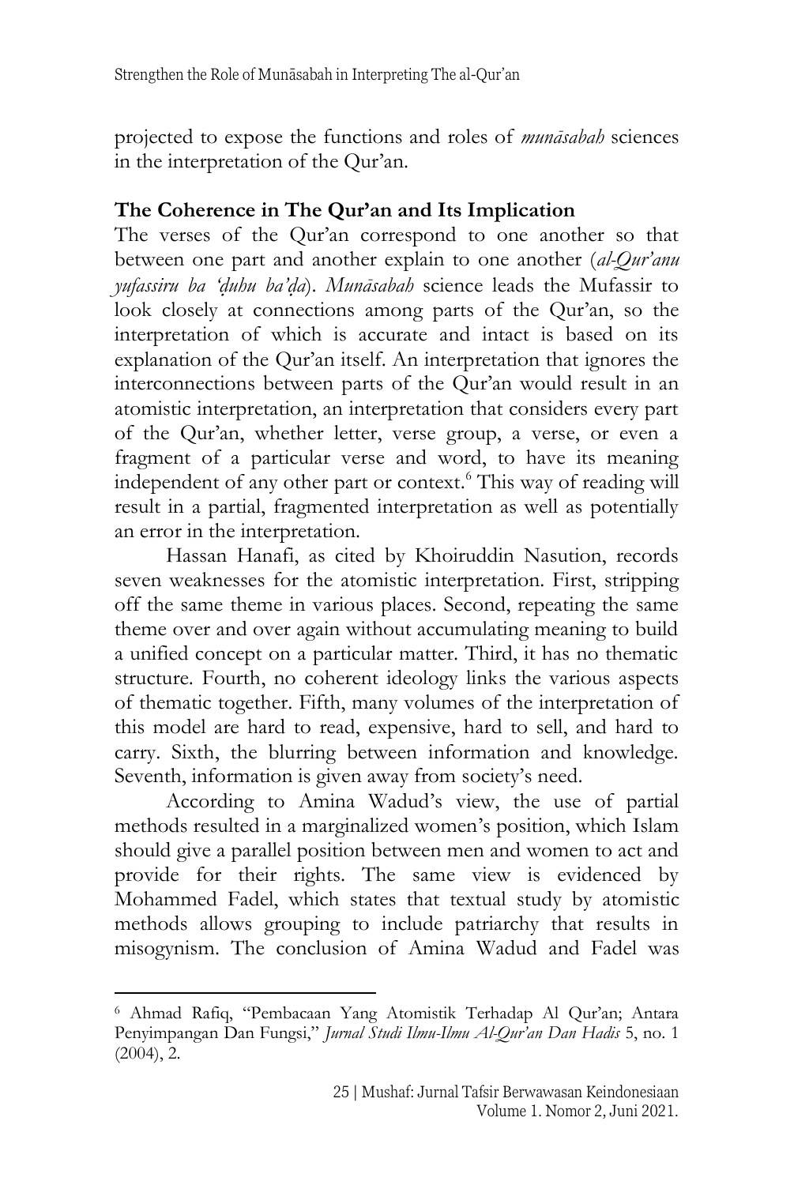projected to expose the functions and roles of *munāsabah* sciences in the interpretation of the Qur'an.

## The Coherence in The Qur'an and Its Implication

The verses of the Qur'an correspond to one another so that between one part and another explain to one another (*al-Qur'anu yufassiru ba 'ḍuhu ba'ḍa*). *Munāsabah* science leads the Mufassir to look closely at connections among parts of the Qur'an, so the interpretation of which is accurate and intact is based on its explanation of the Qur'an itself. An interpretation that ignores the interconnections between parts of the Qur'an would result in an atomistic interpretation, an interpretation that considers every part of the Qur'an, whether letter, verse group, a verse, or even a fragment of a particular verse and word, to have its meaning independent of any other part or context.[6] This way of reading will result in a partial, fragmented interpretation as well as potentially an error in the interpretation.

Hassan Hanafi, as cited by Khoiruddin Nasution, records seven weaknesses for the atomistic interpretation. First, stripping off the same theme in various places. Second, repeating the same theme over and over again without accumulating meaning to build a unified concept on a particular matter. Third, it has no thematic structure. Fourth, no coherent ideology links the various aspects of thematic together. Fifth, many volumes of the interpretation of this model are hard to read, expensive, hard to sell, and hard to carry. Sixth, the blurring between information and knowledge. Seventh, information is given away from society's need.

According to Amina Wadud's view, the use of partial methods resulted in a marginalized women's position, which Islam should give a parallel position between men and women to act and provide for their rights. The same view is evidenced by Mohammed Fadel, which states that textual study by atomistic methods allows grouping to include patriarchy that results in misogynism. The conclusion of Amina Wadud and Fadel was

---

[6] Ahmad Rafiq, "Pembacaan Yang Atomistik Terhadap Al Qur'an; Antara Penyimpangan Dan Fungsi," *Jurnal Studi Ilmu-Ilmu Al-Qur'an Dan Hadis* 5, no. 1 (2004), 2.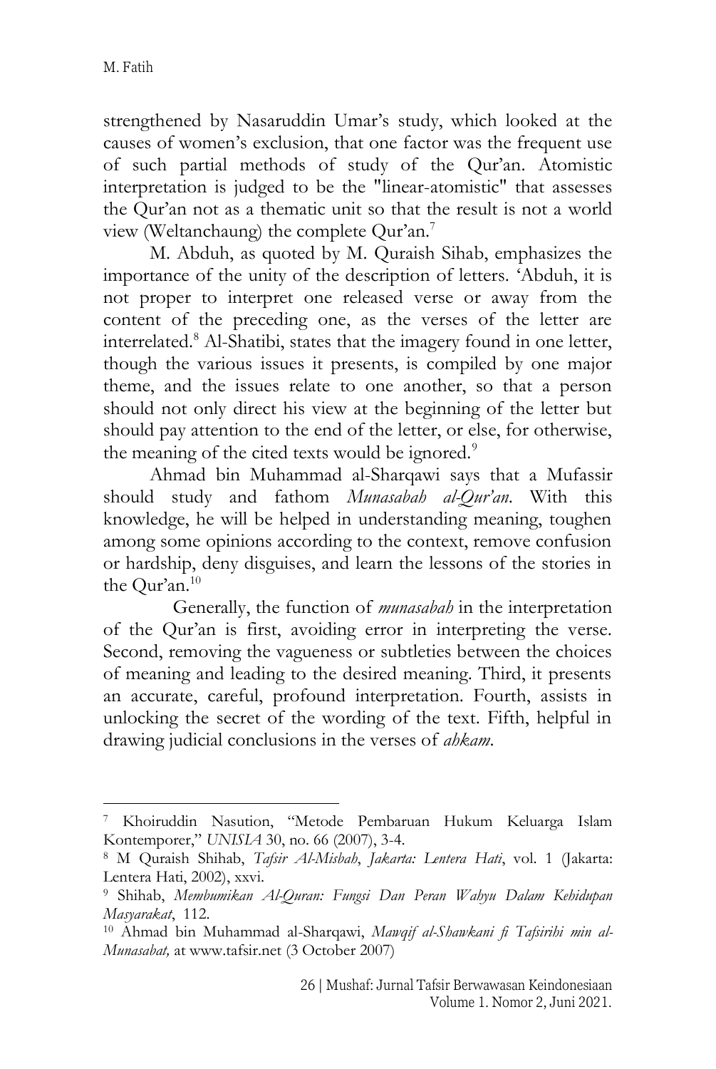strengthened by Nasaruddin Umar's study, which looked at the causes of women's exclusion, that one factor was the frequent use of such partial methods of study of the Qur'an. Atomistic interpretation is judged to be the "linear-atomistic" that assesses the Qur'an not as a thematic unit so that the result is not a world view (Weltanchaung) the complete Qur'an.[7]

M. Abduh, as quoted by M. Quraish Sihab, emphasizes the importance of the unity of the description of letters. 'Abduh, it is not proper to interpret one released verse or away from the content of the preceding one, as the verses of the letter are interrelated.[8] Al-Shatibi, states that the imagery found in one letter, though the various issues it presents, is compiled by one major theme, and the issues relate to one another, so that a person should not only direct his view at the beginning of the letter but should pay attention to the end of the letter, or else, for otherwise, the meaning of the cited texts would be ignored.[9]

Ahmad bin Muhammad al-Sharqawi says that a Mufassir should study and fathom *Munasabah al-Qur'an*. With this knowledge, he will be helped in understanding meaning, toughen among some opinions according to the context, remove confusion or hardship, deny disguises, and learn the lessons of the stories in the Qur'an.[10]

Generally, the function of *munasabah* in the interpretation of the Qur'an is first, avoiding error in interpreting the verse. Second, removing the vagueness or subtleties between the choices of meaning and leading to the desired meaning. Third, it presents an accurate, careful, profound interpretation. Fourth, assists in unlocking the secret of the wording of the text. Fifth, helpful in drawing judicial conclusions in the verses of *ahkam*.

---

[7] Khoiruddin Nasution, "Metode Pembaruan Hukum Keluarga Islam Kontemporer," *UNISIA* 30, no. 66 (2007), 3-4.

[8] M Quraish Shihab, *Tafsir Al-Misbah*, *Jakarta: Lentera Hati*, vol. 1 (Jakarta: Lentera Hati, 2002), xxvi.

[9] Shihab, *Membumikan Al-Quran: Fungsi Dan Peran Wahyu Dalam Kehidupan Masyarakat*, 112.

[10] Ahmad bin Muhammad al-Sharqawi, *Mawqif al-Shawkani fi Tafsirihi min al-Munasabat,* at www.tafsir.net (3 October 2007)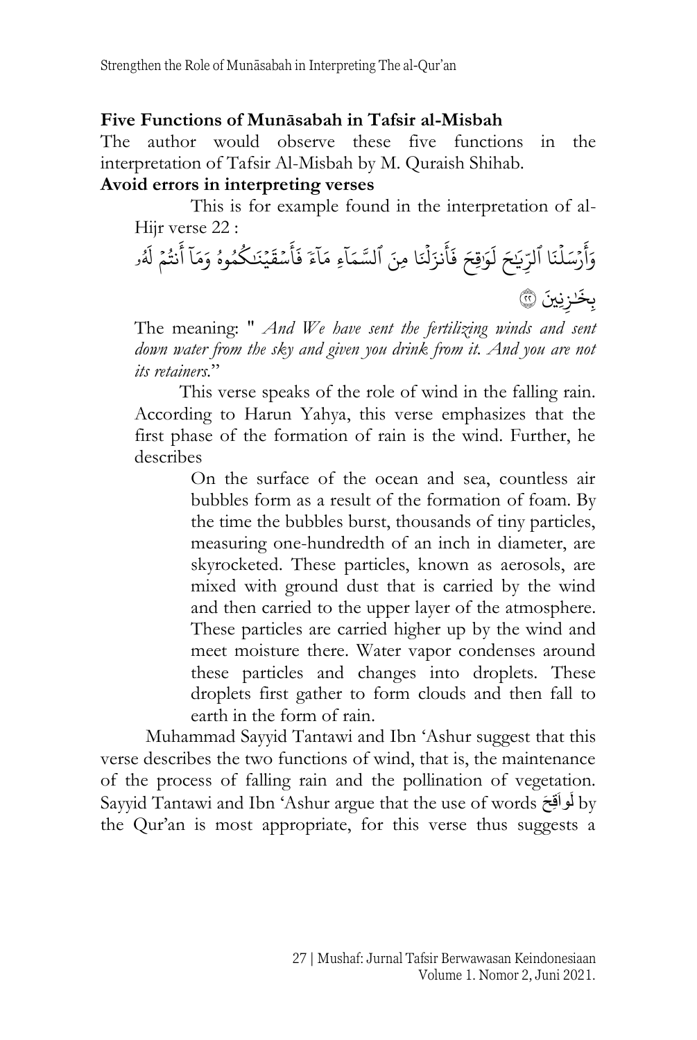## Five Functions of Munāsabah in Tafsir al-Misbah

The author would observe these five functions in the interpretation of Tafsir Al-Misbah by M. Quraish Shihab.

### Avoid errors in interpreting verses

This is for example found in the interpretation of al-Hijr verse 22 :

وَأَرْسَلْنَا ٱلرِّيَٰحَ لَوَٰقِحَ فَأَنزَلْنَا مِنَ ٱلسَّمَآءِ مَآءً فَأَسْقَيْنَٰكُمُوهُ وَمَآ أَنتُمْ لَهُۥ بِخَٰزِنِينَ ﴿٢٢﴾

The meaning: " *And We have sent the fertilizing winds and sent down water from the sky and given you drink from it. And you are not its retainers*."

This verse speaks of the role of wind in the falling rain. According to Harun Yahya, this verse emphasizes that the first phase of the formation of rain is the wind. Further, he describes

> On the surface of the ocean and sea, countless air bubbles form as a result of the formation of foam. By the time the bubbles burst, thousands of tiny particles, measuring one-hundredth of an inch in diameter, are skyrocketed. These particles, known as aerosols, are mixed with ground dust that is carried by the wind and then carried to the upper layer of the atmosphere. These particles are carried higher up by the wind and meet moisture there. Water vapor condenses around these particles and changes into droplets. These droplets first gather to form clouds and then fall to earth in the form of rain.

Muhammad Sayyid Tantawi and Ibn 'Ashur suggest that this verse describes the two functions of wind, that is, the maintenance of the process of falling rain and the pollination of vegetation. Sayyid Tantawi and Ibn 'Ashur argue that the use of words لَواقِحَ by the Qur'an is most appropriate, for this verse thus suggests a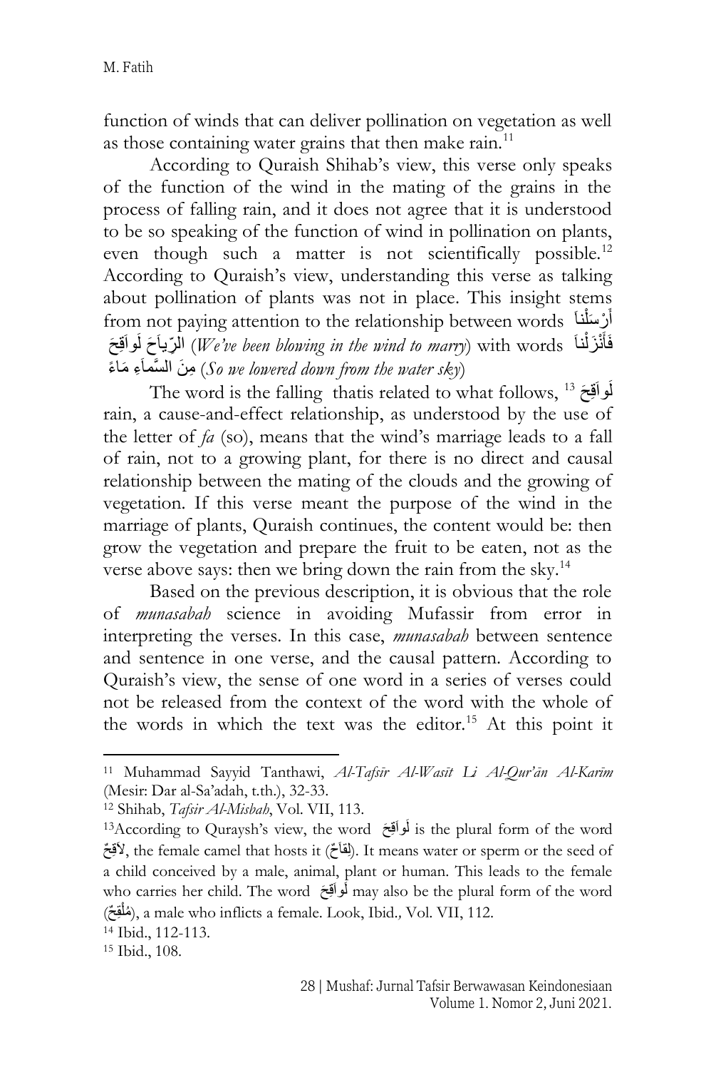function of winds that can deliver pollination on vegetation as well as those containing water grains that then make rain.[11]

According to Quraish Shihab's view, this verse only speaks of the function of the wind in the mating of the grains in the process of falling rain, and it does not agree that it is understood to be so speaking of the function of wind in pollination on plants, even though such a matter is not scientifically possible.[12] According to Quraish's view, understanding this verse as talking about pollination of plants was not in place. This insight stems from not paying attention to the relationship between words أَرْسَلْنَا الرِّيَاحَ لَوَاقِحَ (*We've been blowing in the wind to marry*) with words فَأَنْزَلْنَا مِنَ السَّمَاءِ مَاءً (*So we lowered down from the water sky*)

The word is the falling thatis related to what follows, [13] لَوَاقِحَ rain, a cause-and-effect relationship, as understood by the use of the letter of *fa* (so), means that the wind's marriage leads to a fall of rain, not to a growing plant, for there is no direct and causal relationship between the mating of the clouds and the growing of vegetation. If this verse meant the purpose of the wind in the marriage of plants, Quraish continues, the content would be: then grow the vegetation and prepare the fruit to be eaten, not as the verse above says: then we bring down the rain from the sky.[14]

Based on the previous description, it is obvious that the role of *munasabah* science in avoiding Mufassir from error in interpreting the verses. In this case, *munasabah* between sentence and sentence in one verse, and the causal pattern. According to Quraish's view, the sense of one word in a series of verses could not be released from the context of the word with the whole of the words in which the text was the editor.[15] At this point it

---

[11] Muhammad Sayyid Tanthawi, *Al-Tafsīr Al-Wasīt Li Al-Qur'ān Al-Karīm* (Mesir: Dar al-Sa'adah, t.th.), 32-33.

[12] Shihab, *Tafsir Al-Misbah*, Vol. VII, 113.

[13] According to Quraysh's view, the word لَوَاقِحَ is the plural form of the word لاَقِحٌ, the female camel that hosts it (لِقَاحٌ). It means water or sperm or the seed of a child conceived by a male, animal, plant or human. This leads to the female who carries her child. The word لَوَاقِحَ may also be the plural form of the word (مُلْقِحٌ), a male who inflicts a female. Look, Ibid., Vol. VII, 112.

[14] Ibid., 112-113.

[15] Ibid., 108.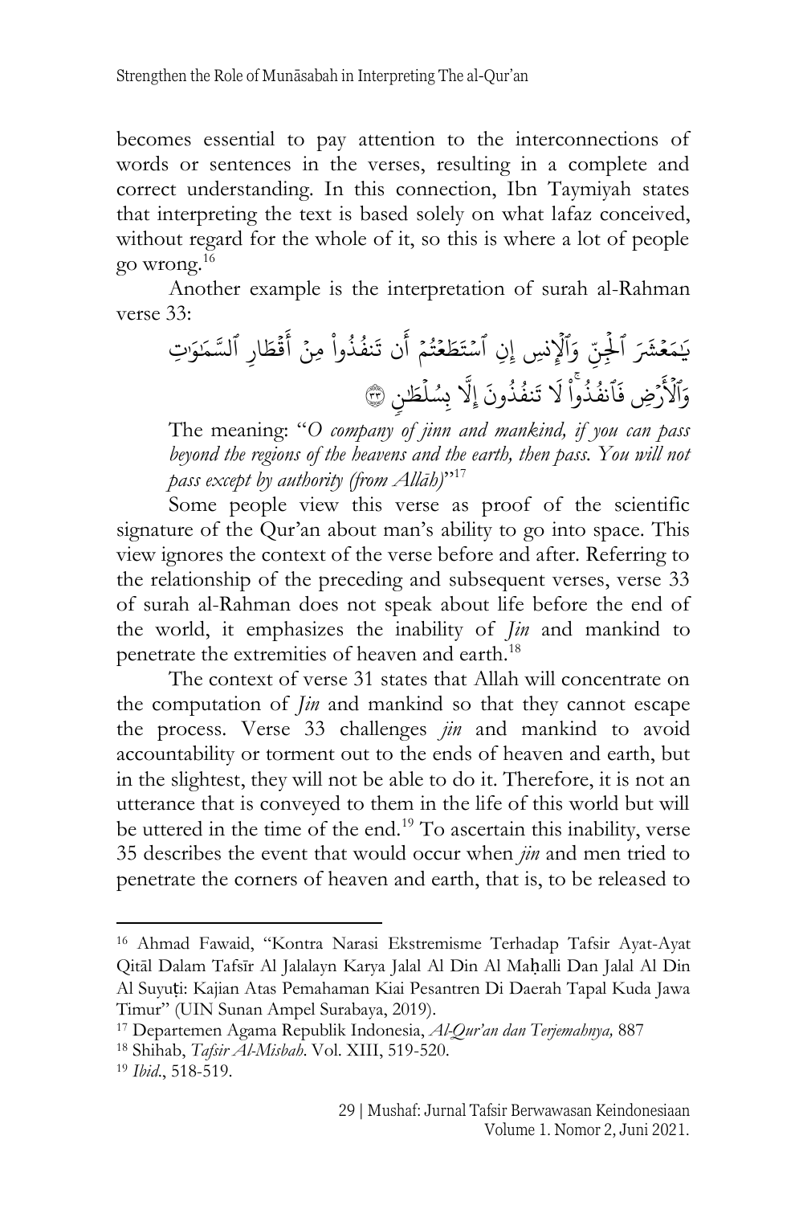becomes essential to pay attention to the interconnections of words or sentences in the verses, resulting in a complete and correct understanding. In this connection, Ibn Taymiyah states that interpreting the text is based solely on what lafaz conceived, without regard for the whole of it, so this is where a lot of people go wrong.[16]

Another example is the interpretation of surah al-Rahman verse 33:

يَٰمَعۡشَرَ ٱلۡجِنِّ وَٱلۡإِنسِ إِنِ ٱسۡتَطَعۡتُمۡ أَن تَنفُذُواْ مِنۡ أَقۡطَارِ ٱلسَّمَٰوَٰتِ وَٱلۡأَرۡضِ فَٱنفُذُواْۚ لَا تَنفُذُونَ إِلَّا بِسُلۡطَٰنٖ ٣٣

The meaning: "*O company of jinn and mankind, if you can pass beyond the regions of the heavens and the earth, then pass. You will not pass except by authority (from Allāh)*"[17]

Some people view this verse as proof of the scientific signature of the Qur'an about man's ability to go into space. This view ignores the context of the verse before and after. Referring to the relationship of the preceding and subsequent verses, verse 33 of surah al-Rahman does not speak about life before the end of the world, it emphasizes the inability of *Jin* and mankind to penetrate the extremities of heaven and earth.[18]

The context of verse 31 states that Allah will concentrate on the computation of *Jin* and mankind so that they cannot escape the process. Verse 33 challenges *jin* and mankind to avoid accountability or torment out to the ends of heaven and earth, but in the slightest, they will not be able to do it. Therefore, it is not an utterance that is conveyed to them in the life of this world but will be uttered in the time of the end.[19] To ascertain this inability, verse 35 describes the event that would occur when *jin* and men tried to penetrate the corners of heaven and earth, that is, to be released to

---

[16] Ahmad Fawaid, "Kontra Narasi Ekstremisme Terhadap Tafsir Ayat-Ayat Qitāl Dalam Tafsīr Al Jalalayn Karya Jalal Al Din Al Maḥalli Dan Jalal Al Din Al Suyuṭi: Kajian Atas Pemahaman Kiai Pesantren Di Daerah Tapal Kuda Jawa Timur" (UIN Sunan Ampel Surabaya, 2019).

[17] Departemen Agama Republik Indonesia, *Al-Qur'an dan Terjemahnya,* 887

[18] Shihab, *Tafsir Al-Misbah.* Vol. XIII, 519-520.

[19] *Ibid*., 518-519.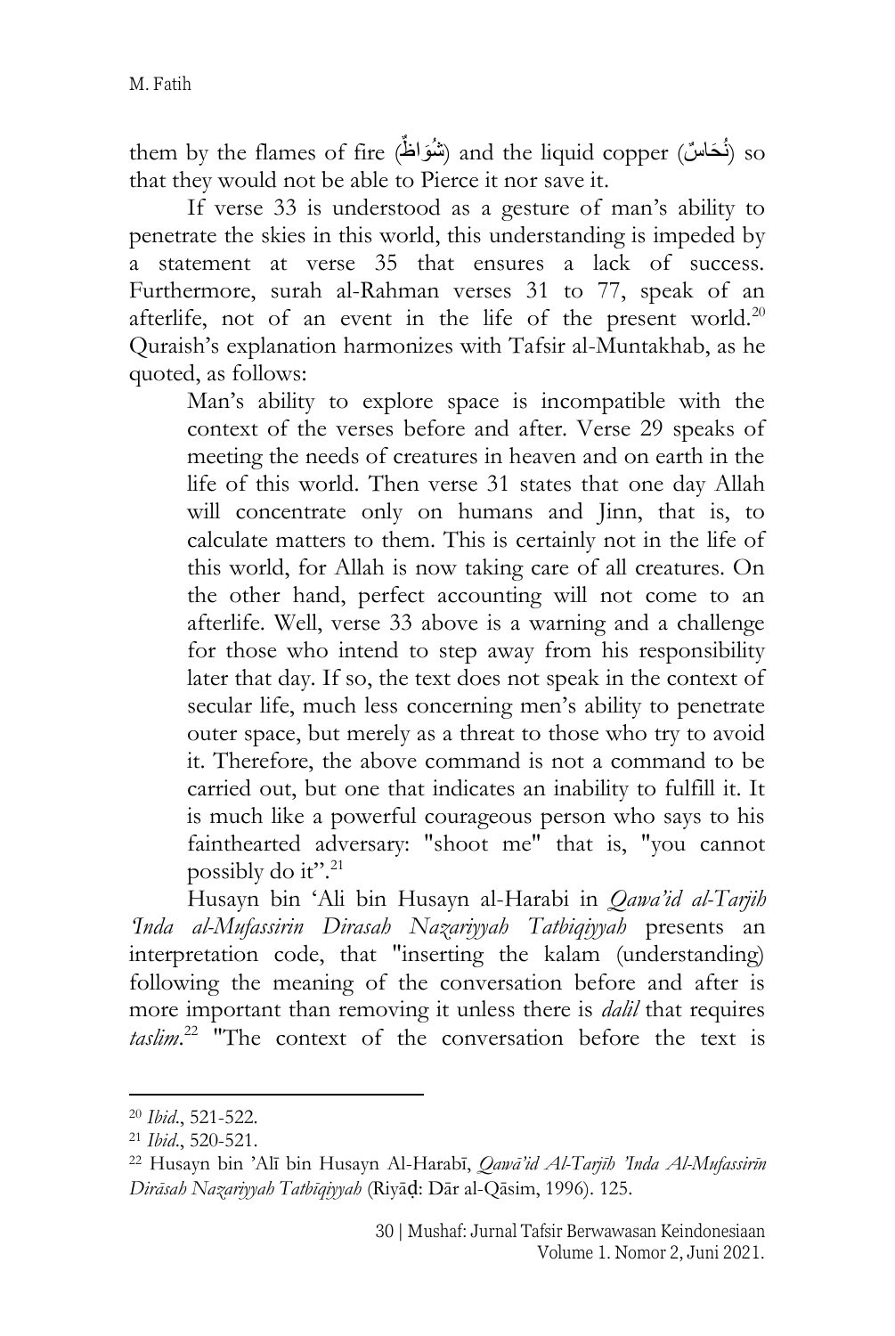them by the flames of fire (شُوَاظٌ) and the liquid copper (نُحَاسٌ) so that they would not be able to Pierce it nor save it.

If verse 33 is understood as a gesture of man's ability to penetrate the skies in this world, this understanding is impeded by a statement at verse 35 that ensures a lack of success. Furthermore, surah al-Rahman verses 31 to 77, speak of an afterlife, not of an event in the life of the present world.[20] Quraish's explanation harmonizes with Tafsir al-Muntakhab, as he quoted, as follows:

> Man's ability to explore space is incompatible with the context of the verses before and after. Verse 29 speaks of meeting the needs of creatures in heaven and on earth in the life of this world. Then verse 31 states that one day Allah will concentrate only on humans and Jinn, that is, to calculate matters to them. This is certainly not in the life of this world, for Allah is now taking care of all creatures. On the other hand, perfect accounting will not come to an afterlife. Well, verse 33 above is a warning and a challenge for those who intend to step away from his responsibility later that day. If so, the text does not speak in the context of secular life, much less concerning men's ability to penetrate outer space, but merely as a threat to those who try to avoid it. Therefore, the above command is not a command to be carried out, but one that indicates an inability to fulfill it. It is much like a powerful courageous person who says to his fainthearted adversary: "shoot me" that is, "you cannot possibly do it".[21]

Husayn bin 'Ali bin Husayn al-Harabi in *Qawa'id al-Tarjih 'Inda al-Mufassirin Dirasah Nazariyyah Tatbiqiyyah* presents an interpretation code, that "inserting the kalam (understanding) following the meaning of the conversation before and after is more important than removing it unless there is *dalil* that requires *taslim*.[22] "The context of the conversation before the text is

---

[20] *Ibid*., 521-522.

[21] *Ibid*., 520-521.

[22] Husayn bin 'Alī bin Husayn Al-Harabī, *Qawā'id Al-Tarjīh 'Inda Al-Mufassirīn Dirāsah Nazariyyah Tatbīqiyyah* (Riyāḍ: Dār al-Qāsim, 1996). 125.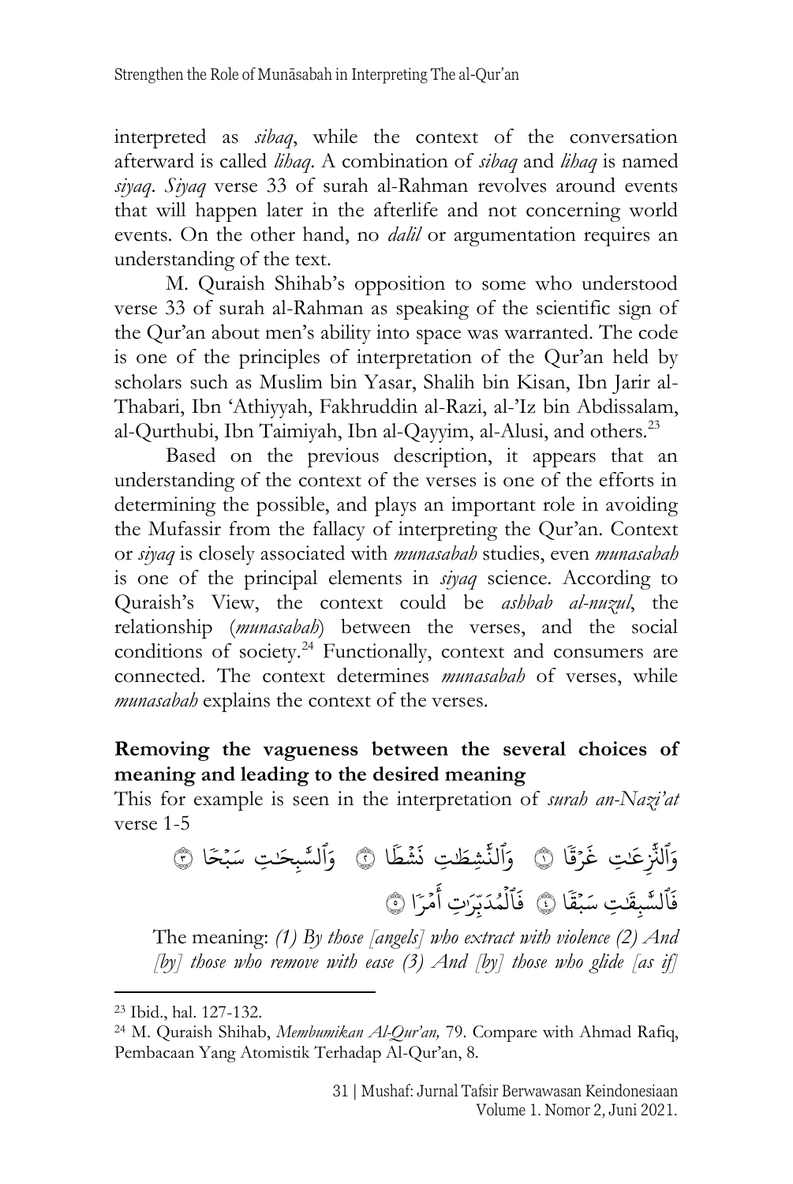interpreted as *sibaq*, while the context of the conversation afterward is called *lihaq*. A combination of *sibaq* and *lihaq* is named *siyaq*. *Siyaq* verse 33 of surah al-Rahman revolves around events that will happen later in the afterlife and not concerning world events. On the other hand, no *dalil* or argumentation requires an understanding of the text.

M. Quraish Shihab's opposition to some who understood verse 33 of surah al-Rahman as speaking of the scientific sign of the Qur'an about men's ability into space was warranted. The code is one of the principles of interpretation of the Qur'an held by scholars such as Muslim bin Yasar, Shalih bin Kisan, Ibn Jarir al-Thabari, Ibn 'Athiyyah, Fakhruddin al-Razi, al-'Iz bin Abdissalam, al-Qurthubi, Ibn Taimiyah, Ibn al-Qayyim, al-Alusi, and others.[23]

Based on the previous description, it appears that an understanding of the context of the verses is one of the efforts in determining the possible, and plays an important role in avoiding the Mufassir from the fallacy of interpreting the Qur'an. Context or *siyaq* is closely associated with *munasabah* studies, even *munasabah* is one of the principal elements in *siyaq* science. According to Quraish's View, the context could be *asbbab al-nuzul*, the relationship (*munasabah*) between the verses, and the social conditions of society.[24] Functionally, context and consumers are connected. The context determines *munasabah* of verses, while *munasabah* explains the context of the verses.

**Removing the vagueness between the several choices of meaning and leading to the desired meaning**

This for example is seen in the interpretation of *surah an-Nazi'at* verse 1-5

وَٱلنَّٰزِعَٰتِ غَرۡقٗا ۝١ وَٱلنَّٰشِطَٰتِ نَشۡطٗا ۝٢ وَٱلسَّٰبِحَٰتِ سَبۡحٗا ۝٣

فَٱلسَّٰبِقَٰتِ سَبۡقٗا ۝٤ فَٱلۡمُدَبِّرَٰتِ أَمۡرٗا ۝٥

The meaning: *(1) By those [angels] who extract with violence (2) And [by] those who remove with ease (3) And [by] those who glide [as if]*

---

[23] Ibid., hal. 127-132.

[24] M. Quraish Shihab, *Membumikan Al-Qur'an,* 79. Compare with Ahmad Rafiq, Pembacaan Yang Atomistik Terhadap Al-Qur'an, 8.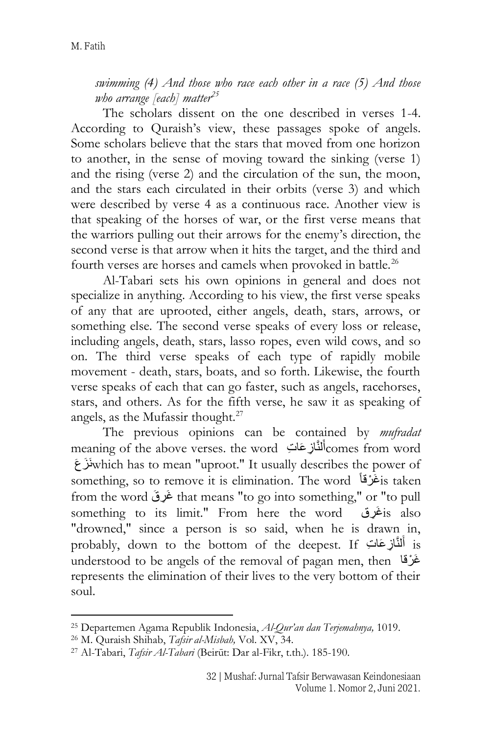*swimming (4) And those who race each other in a race (5) And those who arrange [each] matter*[25]

The scholars dissent on the one described in verses 1-4. According to Quraish's view, these passages spoke of angels. Some scholars believe that the stars that moved from one horizon to another, in the sense of moving toward the sinking (verse 1) and the rising (verse 2) and the circulation of the sun, the moon, and the stars each circulated in their orbits (verse 3) and which were described by verse 4 as a continuous race. Another view is that speaking of the horses of war, or the first verse means that the warriors pulling out their arrows for the enemy's direction, the second verse is that arrow when it hits the target, and the third and fourth verses are horses and camels when provoked in battle.[26]

Al-Tabari sets his own opinions in general and does not specialize in anything. According to his view, the first verse speaks of any that are uprooted, either angels, death, stars, arrows, or something else. The second verse speaks of every loss or release, including angels, death, stars, lasso ropes, even wild cows, and so on. The third verse speaks of each type of rapidly mobile movement - death, stars, boats, and so forth. Likewise, the fourth verse speaks of each that can go faster, such as angels, racehorses, stars, and others. As for the fifth verse, he saw it as speaking of angels, as the Mufassir thought.[27]

The previous opinions can be contained by *mufradat* meaning of the above verses. the word أَلنَّازِعَاتِ comes from word نَزَعَ which has to mean "uproot." It usually describes the power of something, so to remove it is elimination. The word غَرْقاً is taken from the word غَرِقَ that means "to go into something," or "to pull something to its limit." From here the word غَرِق is also "drowned," since a person is so said, when he is drawn in, probably, down to the bottom of the deepest. If أَلنَّازِعَاتِ is understood to be angels of the removal of pagan men, then غَرْقا represents the elimination of their lives to the very bottom of their soul.

---

[25] Departemen Agama Republik Indonesia, *Al-Qur'an dan Terjemahnya,* 1019.

[26] M. Quraish Shihab, *Tafsir al-Misbah,* Vol. XV, 34.

[27] Al-Tabari, *Tafsir Al-Tabari* (Beirūt: Dar al-Fikr, t.th.). 185-190.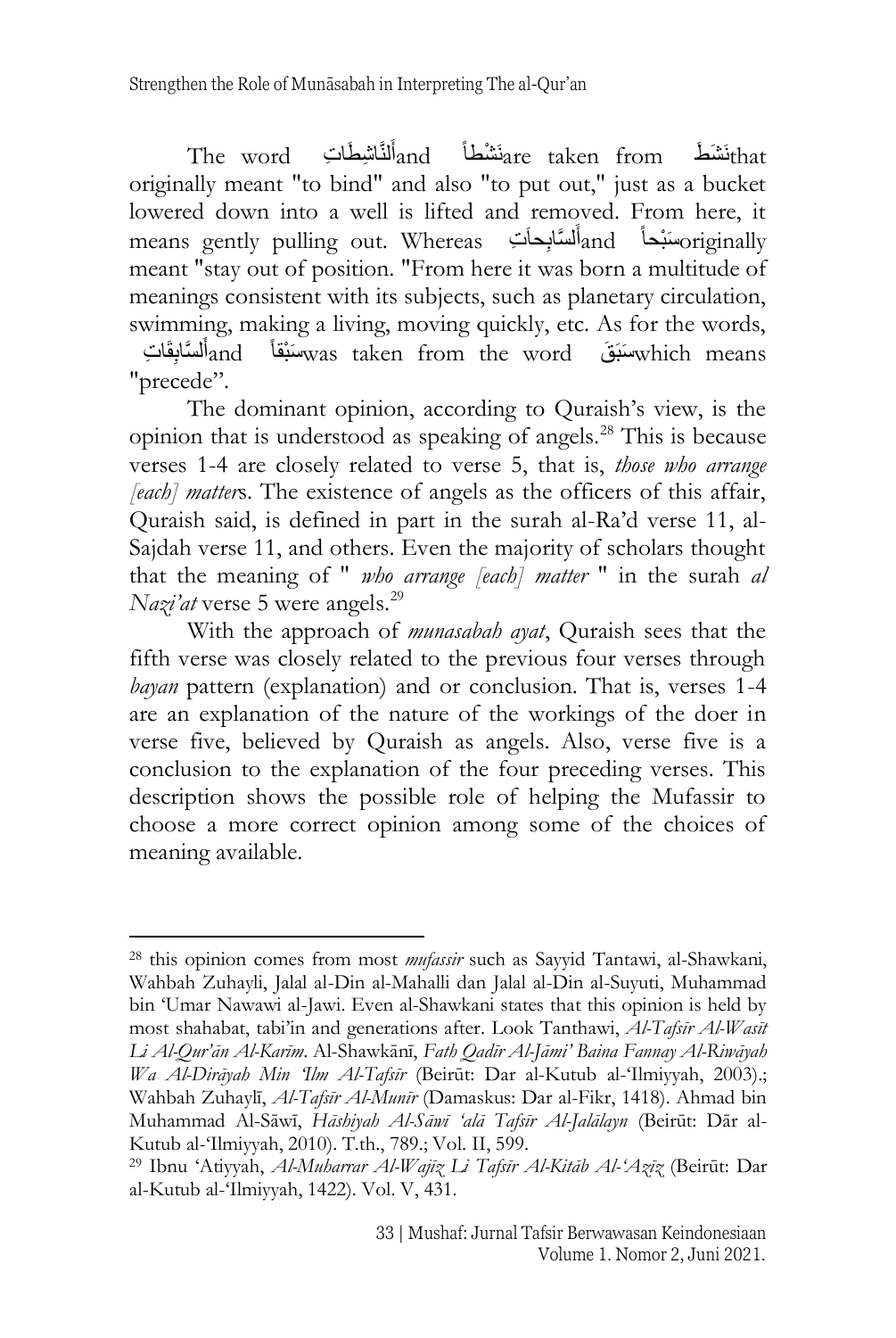The word أَلنَّاشِطَاتِ and نَشْطاً are taken from نَشَطَ that originally meant "to bind" and also "to put out," just as a bucket lowered down into a well is lifted and removed. From here, it means gently pulling out. Whereas أَلسَّابِحَاتِ and سَبْحاً originally meant "stay out of position. "From here it was born a multitude of meanings consistent with its subjects, such as planetary circulation, swimming, making a living, moving quickly, etc. As for the words, أَلسَّابِقَاتِ and سَبْقاً was taken from the word سَبَقَ which means "precede".

The dominant opinion, according to Quraish's view, is the opinion that is understood as speaking of angels.[28] This is because verses 1-4 are closely related to verse 5, that is, *those who arrange [each] matter*s. The existence of angels as the officers of this affair, Quraish said, is defined in part in the surah al-Ra'd verse 11, al-Sajdah verse 11, and others. Even the majority of scholars thought that the meaning of " *who arrange [each] matter* " in the surah *al Nazi'at* verse 5 were angels.[29]

With the approach of *munasabah ayat*, Quraish sees that the fifth verse was closely related to the previous four verses through *bayan* pattern (explanation) and or conclusion. That is, verses 1-4 are an explanation of the nature of the workings of the doer in verse five, believed by Quraish as angels. Also, verse five is a conclusion to the explanation of the four preceding verses. This description shows the possible role of helping the Mufassir to choose a more correct opinion among some of the choices of meaning available.

---

[28] this opinion comes from most *mufassir* such as Sayyid Tantawi, al-Shawkani, Wahbah Zuhayli, Jalal al-Din al-Mahalli dan Jalal al-Din al-Suyuti, Muhammad bin 'Umar Nawawi al-Jawi. Even al-Shawkani states that this opinion is held by most shahabat, tabi'in and generations after. Look Tanthawi, *Al-Tafsīr Al-Wasīt Li Al-Qur'ān Al-Karīm*. Al-Shawkānī, *Fath Qadīr Al-Jāmi' Baina Fannay Al-Riwāyah Wa Al-Dirāyah Min 'Ilm Al-Tafsīr* (Beirūt: Dar al-Kutub al-'Ilmiyyah, 2003).; Wahbah Zuhaylī, *Al-Tafsīr Al-Munīr* (Damaskus: Dar al-Fikr, 1418). Ahmad bin Muhammad Al-Sāwī, *Hāshiyah Al-Sāwī 'alā Tafsīr Al-Jalālayn* (Beirūt: Dār al-Kutub al-'Ilmiyyah, 2010). T.th., 789.; Vol. II, 599.

[29] Ibnu 'Atiyyah, *Al-Muharrar Al-Wajīz Li Tafsīr Al-Kitāb Al-'Azīz* (Beirūt: Dar al-Kutub al-'Ilmiyyah, 1422). Vol. V, 431.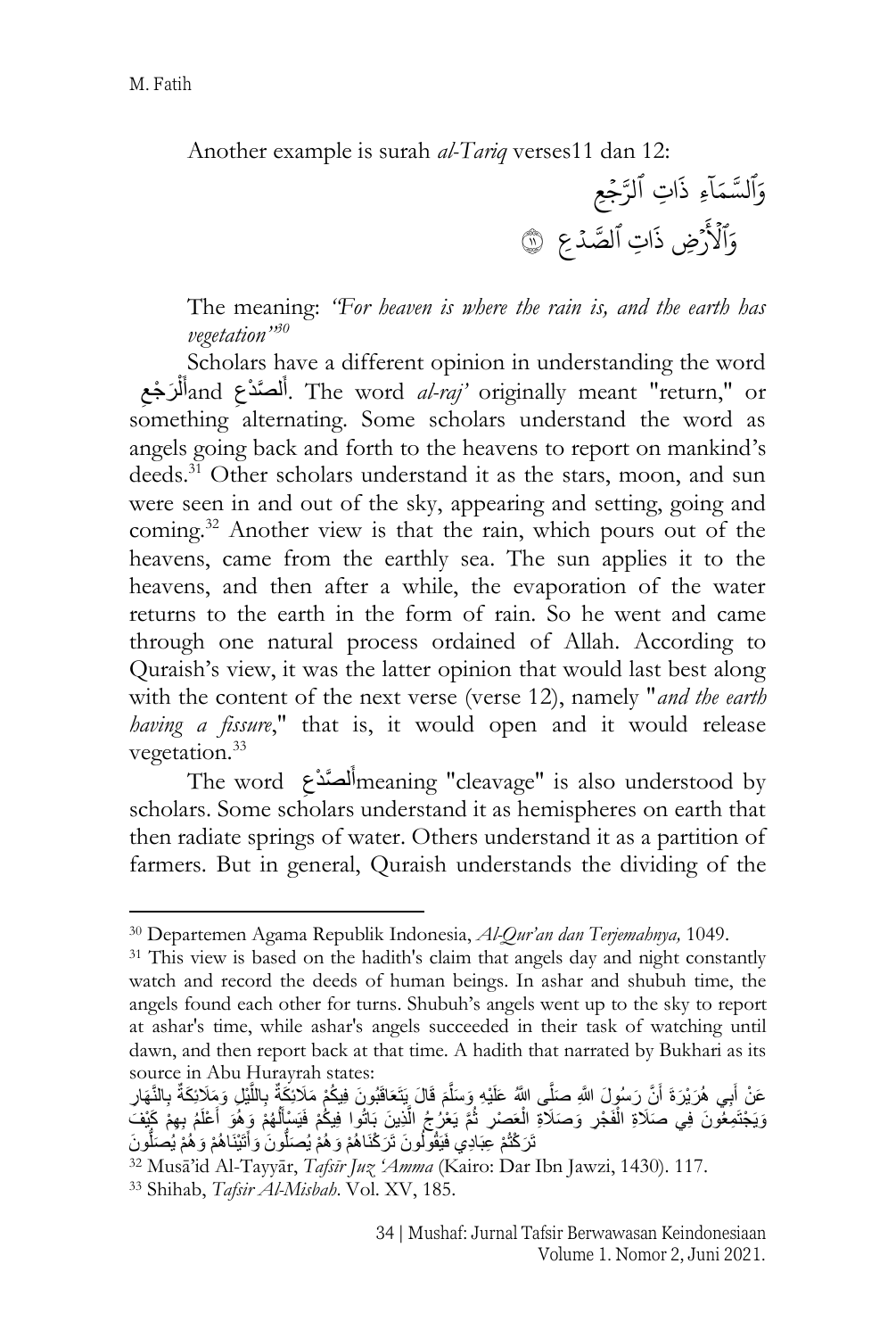Another example is surah *al-Tariq* verses11 dan 12:

وَٱلسَّمَآءِ ذَاتِ ٱلرَّجۡعِ
وَٱلۡأَرۡضِ ذَاتِ ٱلصَّدۡعِ ﴿١١﴾

The meaning: *"For heaven is where the rain is, and the earth has vegetation"*[30]

Scholars have a different opinion in understanding the word أَلرَجْعِand أَلصَّدْعِ. The word *al-raj'* originally meant "return," or something alternating. Some scholars understand the word as angels going back and forth to the heavens to report on mankind's deeds.[31] Other scholars understand it as the stars, moon, and sun were seen in and out of the sky, appearing and setting, going and coming.[32] Another view is that the rain, which pours out of the heavens, came from the earthly sea. The sun applies it to the heavens, and then after a while, the evaporation of the water returns to the earth in the form of rain. So he went and came through one natural process ordained of Allah. According to Quraish's view, it was the latter opinion that would last best along with the content of the next verse (verse 12), namely "*and the earth having a fissure*," that is, it would open and it would release vegetation.[33]

The word أَلصَّدْعِmeaning "cleavage" is also understood by scholars. Some scholars understand it as hemispheres on earth that then radiate springs of water. Others understand it as a partition of farmers. But in general, Quraish understands the dividing of the

---

[30] Departemen Agama Republik Indonesia, *Al-Qur'an dan Terjemahnya,* 1049.

[31] This view is based on the hadith's claim that angels day and night constantly watch and record the deeds of human beings. In ashar and shubuh time, the angels found each other for turns. Shubuh's angels went up to the sky to report at ashar's time, while ashar's angels succeeded in their task of watching until dawn, and then report back at that time. A hadith that narrated by Bukhari as its source in Abu Hurayrah states:

عَنْ أَبِي هُرَيْرَةَ أَنَّ رَسُولَ اللَّهِ صَلَّى اللَّهُ عَلَيْهِ وَسَلَّمَ قَالَ يَتَعَاقَبُونَ فِيكُمْ مَلَائِكَةٌ بِاللَّيْلِ وَمَلَائِكَةٌ بِالنَّهَارِ وَيَجْتَمِعُونَ فِي صَلَاةِ الْفَجْرِ وَصَلَاةِ الْعَصْرِ ثُمَّ يَعْرُجُ الَّذِينَ بَاتُوا فِيكُمْ فَيَسْأَلُهُمْ وَهُوَ أَعْلَمُ بِهِمْ كَيْفَ تَرَكْتُمْ عِبَادِي فَيَقُولُونَ تَرَكْنَاهُمْ وَهُمْ يُصَلُّونَ وَأَتَيْنَاهُمْ وَهُمْ يُصَلُّونَ

[32] Musā'id Al-Tayyār, *Tafsir Juz 'Amma* (Kairo: Dar Ibn Jawzi, 1430). 117.

[33] Shihab, *Tafsir Al-Misbah*. Vol. XV, 185.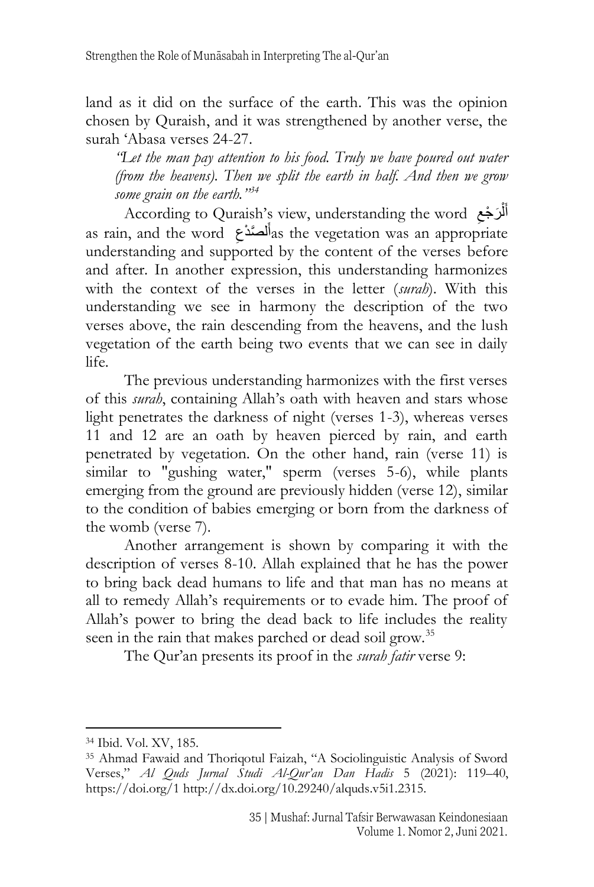land as it did on the surface of the earth. This was the opinion chosen by Quraish, and it was strengthened by another verse, the surah 'Abasa verses 24-27.

> *"Let the man pay attention to his food. Truly we have poured out water (from the heavens). Then we split the earth in half. And then we grow some grain on the earth."*[34]

According to Quraish's view, understanding the word أَلْرَجْعِ as rain, and the word أَلصَّدْعِ as the vegetation was an appropriate understanding and supported by the content of the verses before and after. In another expression, this understanding harmonizes with the context of the verses in the letter (*surah*). With this understanding we see in harmony the description of the two verses above, the rain descending from the heavens, and the lush vegetation of the earth being two events that we can see in daily life.

The previous understanding harmonizes with the first verses of this *surah*, containing Allah's oath with heaven and stars whose light penetrates the darkness of night (verses 1-3), whereas verses 11 and 12 are an oath by heaven pierced by rain, and earth penetrated by vegetation. On the other hand, rain (verse 11) is similar to "gushing water," sperm (verses 5-6), while plants emerging from the ground are previously hidden (verse 12), similar to the condition of babies emerging or born from the darkness of the womb (verse 7).

Another arrangement is shown by comparing it with the description of verses 8-10. Allah explained that he has the power to bring back dead humans to life and that man has no means at all to remedy Allah's requirements or to evade him. The proof of Allah's power to bring the dead back to life includes the reality seen in the rain that makes parched or dead soil grow.[35]

The Qur'an presents its proof in the *surah fatir* verse 9:

---

[34] Ibid. Vol. XV, 185.

[35] Ahmad Fawaid and Thoriqotul Faizah, "A Sociolinguistic Analysis of Sword Verses," *Al Quds Jurnal Studi Al-Qur'an Dan Hadis* 5 (2021): 119–40, https://doi.org/1 http://dx.doi.org/10.29240/alquds.v5i1.2315.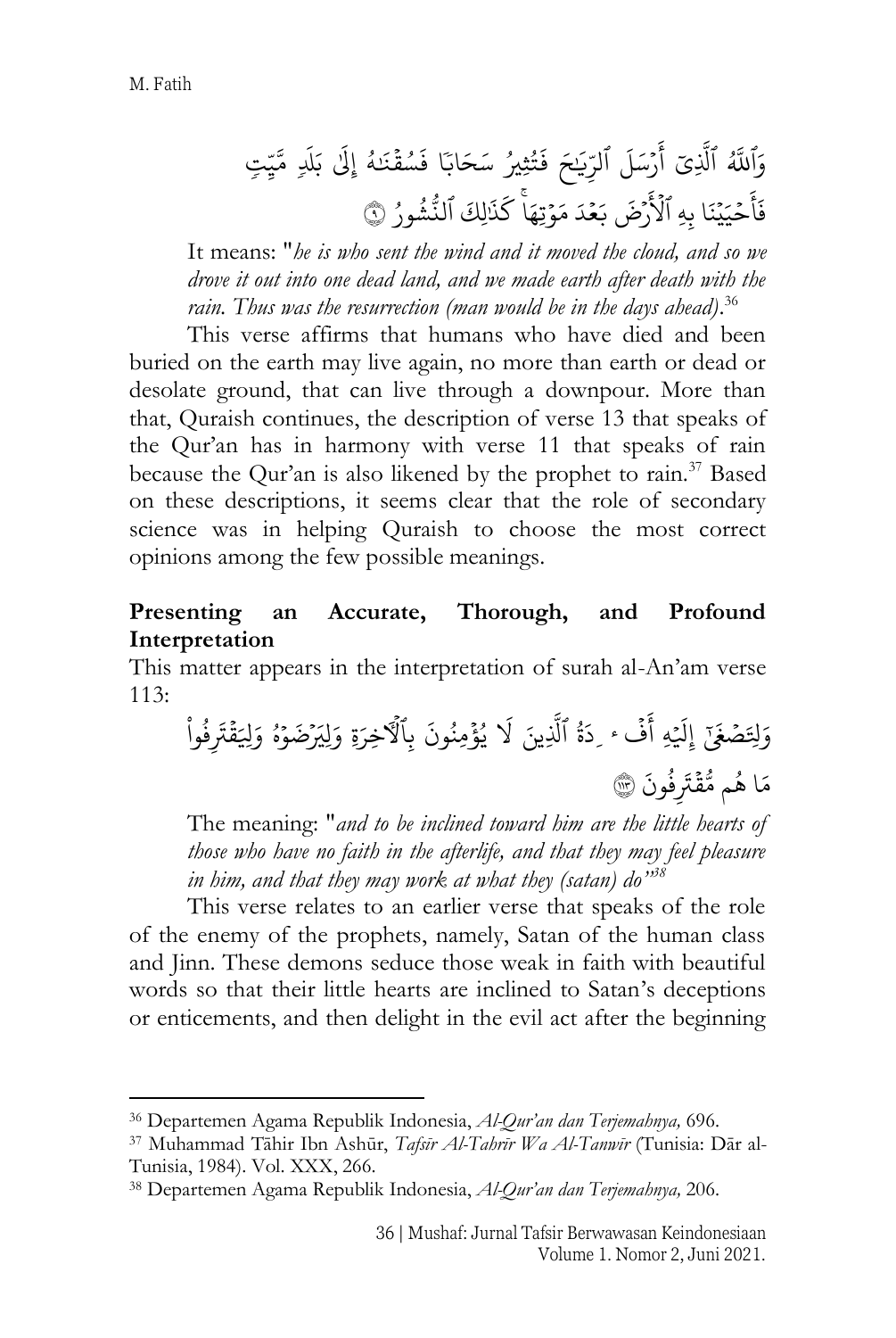وَٱللَّهُ ٱلَّذِيٓ أَرۡسَلَ ٱلرِّيَٰحَ فَتُثِيرُ سَحَابٗا فَسُقۡنَٰهُ إِلَىٰ بَلَدٖ مَّيِّتٖ فَأَحۡيَيۡنَا بِهِ ٱلۡأَرۡضَ بَعۡدَ مَوۡتِهَاۚ كَذَٰلِكَ ٱلنُّشُورُ ۝٩

It means: "*he is who sent the wind and it moved the cloud, and so we drove it out into one dead land, and we made earth after death with the rain. Thus was the resurrection (man would be in the days ahead)*.[36]

This verse affirms that humans who have died and been buried on the earth may live again, no more than earth or dead or desolate ground, that can live through a downpour. More than that, Quraish continues, the description of verse 13 that speaks of the Qur'an has in harmony with verse 11 that speaks of rain because the Qur'an is also likened by the prophet to rain.[37] Based on these descriptions, it seems clear that the role of secondary science was in helping Quraish to choose the most correct opinions among the few possible meanings.

## Presenting an Accurate, Thorough, and Profound Interpretation

This matter appears in the interpretation of surah al-An'am verse 113:

وَلِتَصۡغَىٰٓ إِلَيۡهِ أَفۡـِٔدَةُ ٱلَّذِينَ لَا يُؤۡمِنُونَ بِٱلۡأٓخِرَةِ وَلِيَرۡضَوۡهُ وَلِيَقۡتَرِفُواْ مَا هُم مُّقۡتَرِفُونَ ۝١١٣

The meaning: "*and to be inclined toward him are the little hearts of those who have no faith in the afterlife, and that they may feel pleasure in him, and that they may work at what they (satan) do*"[38]

This verse relates to an earlier verse that speaks of the role of the enemy of the prophets, namely, Satan of the human class and Jinn. These demons seduce those weak in faith with beautiful words so that their little hearts are inclined to Satan's deceptions or enticements, and then delight in the evil act after the beginning

---

[36] Departemen Agama Republik Indonesia, *Al-Qur'an dan Terjemahnya,* 696.

[37] Muhammad Tāhir Ibn Ashūr, *Tafsīr Al-Tahrīr Wa Al-Tanwīr* (Tunisia: Dār al-Tunisia, 1984). Vol. XXX, 266.

[38] Departemen Agama Republik Indonesia, *Al-Qur'an dan Terjemahnya,* 206.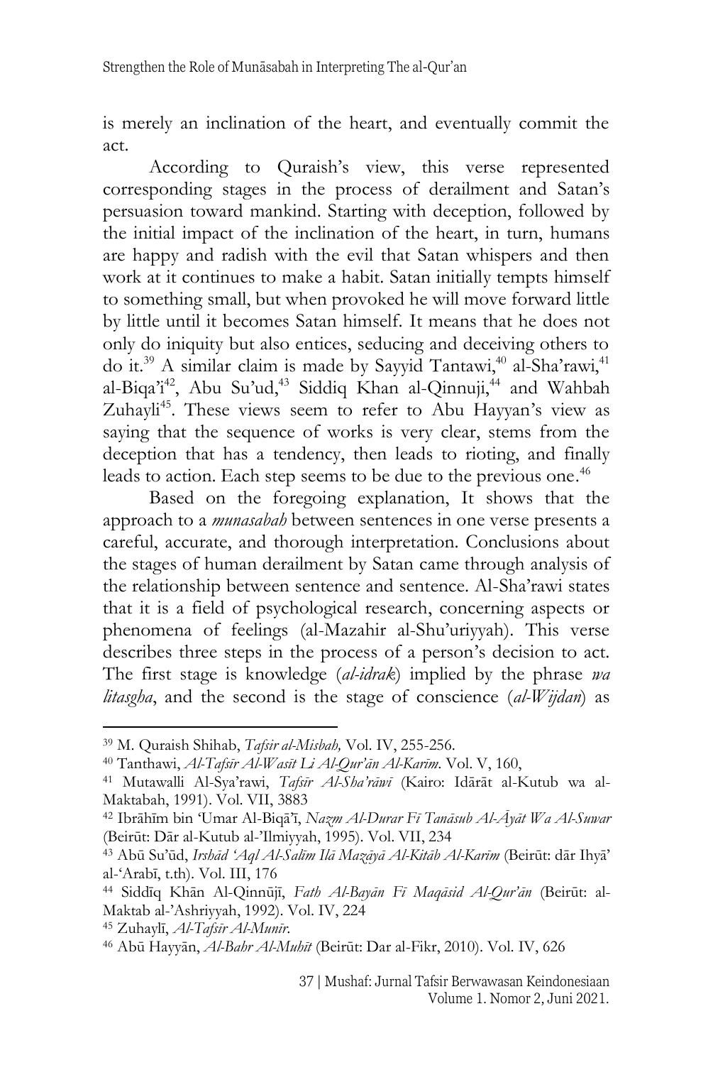is merely an inclination of the heart, and eventually commit the act.

According to Quraish's view, this verse represented corresponding stages in the process of derailment and Satan's persuasion toward mankind. Starting with deception, followed by the initial impact of the inclination of the heart, in turn, humans are happy and radish with the evil that Satan whispers and then work at it continues to make a habit. Satan initially tempts himself to something small, but when provoked he will move forward little by little until it becomes Satan himself. It means that he does not only do iniquity but also entices, seducing and deceiving others to do it.[39] A similar claim is made by Sayyid Tantawi,[40] al-Sha'rawi,[41] al-Biqa'i[42], Abu Su'ud,[43] Siddiq Khan al-Qinnuji,[44] and Wahbah Zuhayli[45]. These views seem to refer to Abu Hayyan's view as saying that the sequence of works is very clear, stems from the deception that has a tendency, then leads to rioting, and finally leads to action. Each step seems to be due to the previous one.[46]

Based on the foregoing explanation, It shows that the approach to a *munasabah* between sentences in one verse presents a careful, accurate, and thorough interpretation. Conclusions about the stages of human derailment by Satan came through analysis of the relationship between sentence and sentence. Al-Sha'rawi states that it is a field of psychological research, concerning aspects or phenomena of feelings (al-Mazahir al-Shu'uriyyah). This verse describes three steps in the process of a person's decision to act. The first stage is knowledge (*al-idrak*) implied by the phrase *wa litasgha*, and the second is the stage of conscience (*al-Wijdan*) as

---

[39] M. Quraish Shihab, *Tafsir al-Misbah,* Vol. IV, 255-256.

[40] Tanthawi, *Al-Tafsīr Al-Wasīt Li Al-Qur'ān Al-Karīm*. Vol. V, 160,

[41] Mutawalli Al-Sya'rawi, *Tafsīr Al-Sha'rāwī* (Kairo: Idārāt al-Kutub wa al-Maktabah, 1991). Vol. VII, 3883

[42] Ibrāhīm bin 'Umar Al-Biqā'ī, *Naẓm Al-Durar Fī Tanāsub Al-Āyāt Wa Al-Suwar* (Beirūt: Dār al-Kutub al-'Ilmiyyah, 1995). Vol. VII, 234

[43] Abū Su'ūd, *Irshād 'Aql Al-Salīm Ilā Mazāyā Al-Kitāb Al-Karīm* (Beirūt: dār Ihyā' al-'Arabī, t.th). Vol. III, 176

[44] Siddīq Khān Al-Qinnūjī, *Fath Al-Bayān Fī Maqāsid Al-Qur'ān* (Beirūt: al-Maktab al-'Ashriyyah, 1992). Vol. IV, 224

[45] Zuhaylī, *Al-Tafsīr Al-Munīr*.

[46] Abū Hayyān, *Al-Bahr Al-Muhīt* (Beirūt: Dar al-Fikr, 2010). Vol. IV, 626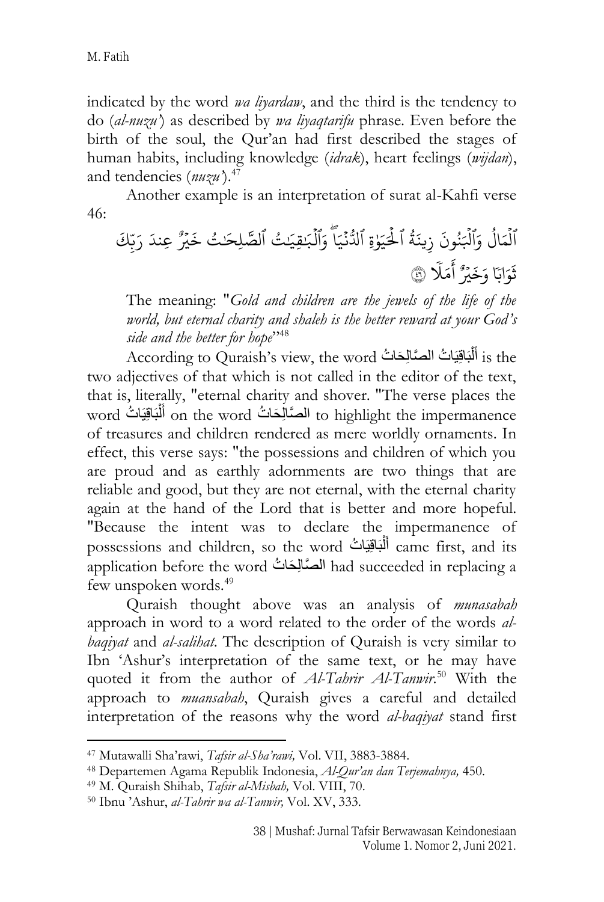indicated by the word *wa liyardaw*, and the third is the tendency to do (*al-nuzu'*) as described by *wa liyaqtarifu* phrase. Even before the birth of the soul, the Qur'an had first described the stages of human habits, including knowledge (*idrak*), heart feelings (*wijdan*), and tendencies (*nuzu'*).[47]

Another example is an interpretation of surat al-Kahfi verse 46:

ٱلْمَالُ وَٱلْبَنُونَ زِينَةُ ٱلْحَيَوٰةِ ٱلدُّنْيَا ۖ وَٱلْبَٰقِيَٰتُ ٱلصَّٰلِحَٰتُ خَيْرٌ عِندَ رَبِّكَ ثَوَابًا وَخَيْرٌ أَمَلًا ۝٤٦

The meaning: "*Gold and children are the jewels of the life of the world, but eternal charity and shaleh is the better reward at your God's side and the better for hope*"[48]

According to Quraish's view, the word أَلْبَاقِيَاتُ الصَّالِحَاتُ is the two adjectives of that which is not called in the editor of the text, that is, literally, "eternal charity and shover. "The verse places the word أَلْبَاقِيَاتُ on the word الصَّالِحَاتُ to highlight the impermanence of treasures and children rendered as mere worldly ornaments. In effect, this verse says: "the possessions and children of which you are proud and as earthly adornments are two things that are reliable and good, but they are not eternal, with the eternal charity again at the hand of the Lord that is better and more hopeful. "Because the intent was to declare the impermanence of possessions and children, so the word أَلْبَاقِيَاتُ came first, and its application before the word الصَّالِحَاتُ had succeeded in replacing a few unspoken words.[49]

Quraish thought above was an analysis of *munasabah* approach in word to a word related to the order of the words *al-baqiyat* and *al-salihat*. The description of Quraish is very similar to Ibn 'Ashur's interpretation of the same text, or he may have quoted it from the author of *Al-Tahrir Al-Tanwir*.[50] With the approach to *muansabah*, Quraish gives a careful and detailed interpretation of the reasons why the word *al-baqiyat* stand first

---

[47] Mutawalli Sha'rawi, *Tafsir al-Sha'rawi,* Vol. VII, 3883-3884.

[48] Departemen Agama Republik Indonesia, *Al-Qur'an dan Terjemahnya,* 450.

[49] M. Quraish Shihab, *Tafsir al-Misbah,* Vol. VIII, 70.

[50] Ibnu 'Ashur, *al-Tahrir wa al-Tanwir,* Vol. XV, 333.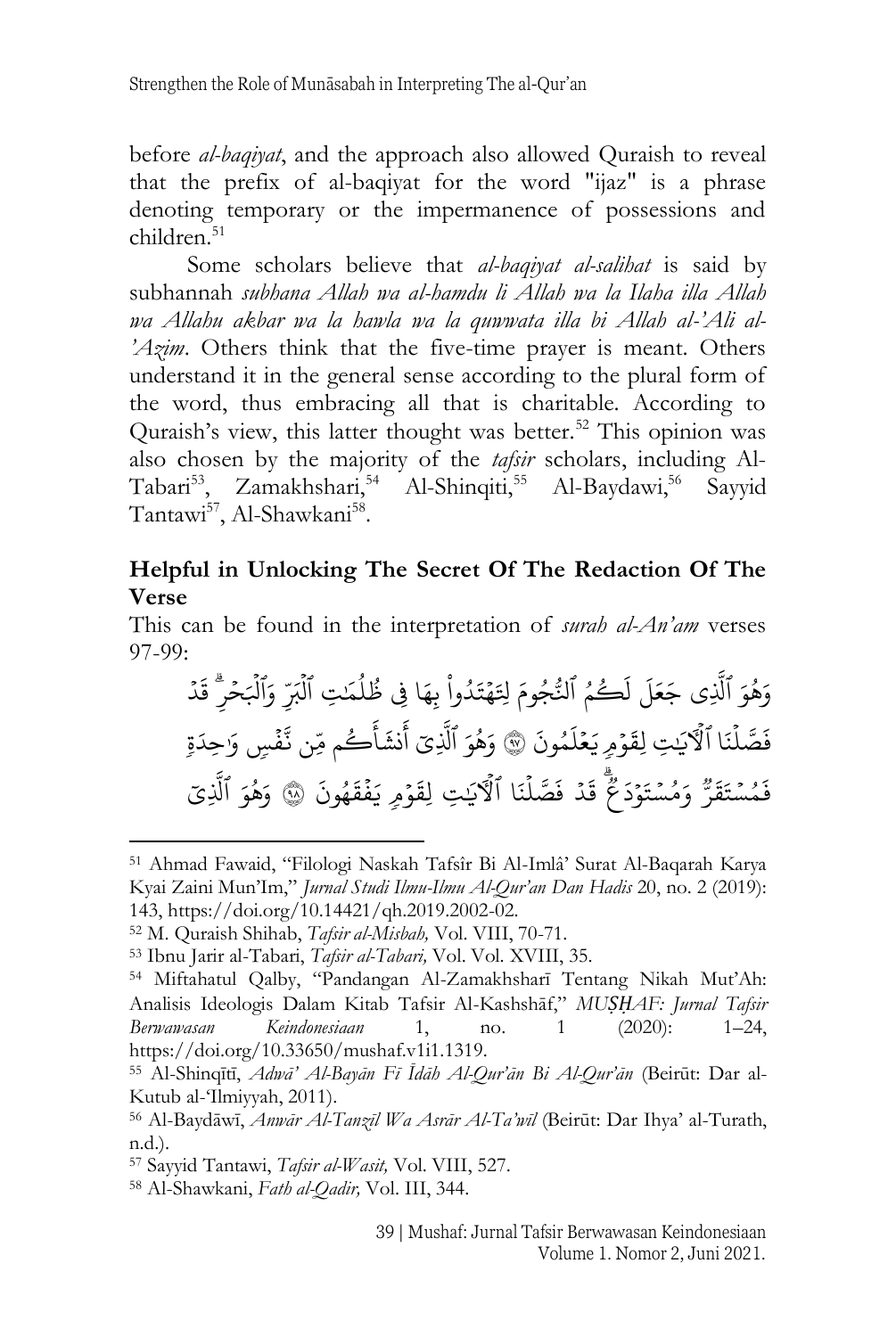before *al-baqiyat*, and the approach also allowed Quraish to reveal that the prefix of al-baqiyat for the word "ijaz" is a phrase denoting temporary or the impermanence of possessions and children.[51]

Some scholars believe that *al-baqiyat al-salihat* is said by subhannah *subhana Allah wa al-hamdu li Allah wa la Ilaha illa Allah wa Allahu akbar wa la hawla wa la quwwata illa bi Allah al-'Ali al-'Azim*. Others think that the five-time prayer is meant. Others understand it in the general sense according to the plural form of the word, thus embracing all that is charitable. According to Quraish's view, this latter thought was better.[52] This opinion was also chosen by the majority of the *tafsir* scholars, including Al-Tabari[53], Zamakhshari,[54] Al-Shinqiti,[55] Al-Baydawi,[56] Sayyid Tantawi[57], Al-Shawkani[58].

### Helpful in Unlocking The Secret Of The Redaction Of The Verse

This can be found in the interpretation of *surah al-An'am* verses 97-99:

وَهُوَ ٱلَّذِى جَعَلَ لَكُمُ ٱلنُّجُومَ لِتَهْتَدُوا۟ بِهَا فِى ظُلُمَٰتِ ٱلْبَرِّ وَٱلْبَحْرِ ۗ قَدْ فَصَّلْنَا ٱلْءَايَٰتِ لِقَوْمٍ يَعْلَمُونَ ﴿٩٧﴾ وَهُوَ ٱلَّذِىٓ أَنشَأَكُم مِّن نَّفْسٍ وَٰحِدَةٍ فَمُسْتَقَرٌّ وَمُسْتَوْدَعٌ ۗ قَدْ فَصَّلْنَا ٱلْءَايَٰتِ لِقَوْمٍ يَفْقَهُونَ ﴿٩٨﴾ وَهُوَ ٱلَّذِىٓ

---

[51] Ahmad Fawaid, "Filologi Naskah Tafsîr Bi Al-Imlâ' Surat Al-Baqarah Karya Kyai Zaini Mun'Im," *Jurnal Studi Ilmu-Ilmu Al-Qur'an Dan Hadis* 20, no. 2 (2019): 143, https://doi.org/10.14421/qh.2019.2002-02.

[52] M. Quraish Shihab, *Tafsir al-Misbah,* Vol. VIII, 70-71.

[53] Ibnu Jarir al-Tabari, *Tafsir al-Tabari,* Vol. Vol. XVIII, 35.

[54] Miftahatul Qalby, "Pandangan Al-Zamakhsharī Tentang Nikah Mut'Ah: Analisis Ideologis Dalam Kitab Tafsir Al-Kashshāf," *MUṢḤAF: Jurnal Tafsir Berwawasan Keindonesiaan* 1, no. 1 (2020): 1–24, https://doi.org/10.33650/mushaf.v1i1.1319.

[55] Al-Shinqītī, *Adwā' Al-Bayān Fī Īdāh Al-Qur'ān Bi Al-Qur'ān* (Beirūt: Dar al-Kutub al-'Ilmiyyah, 2011).

[56] Al-Baydāwī, *Anwār Al-Tanzīl Wa Asrār Al-Ta'wīl* (Beirūt: Dar Ihya' al-Turath, n.d.).

[57] Sayyid Tantawi, *Tafsir al-Wasit,* Vol. VIII, 527.

[58] Al-Shawkani, *Fath al-Qadir,* Vol. III, 344.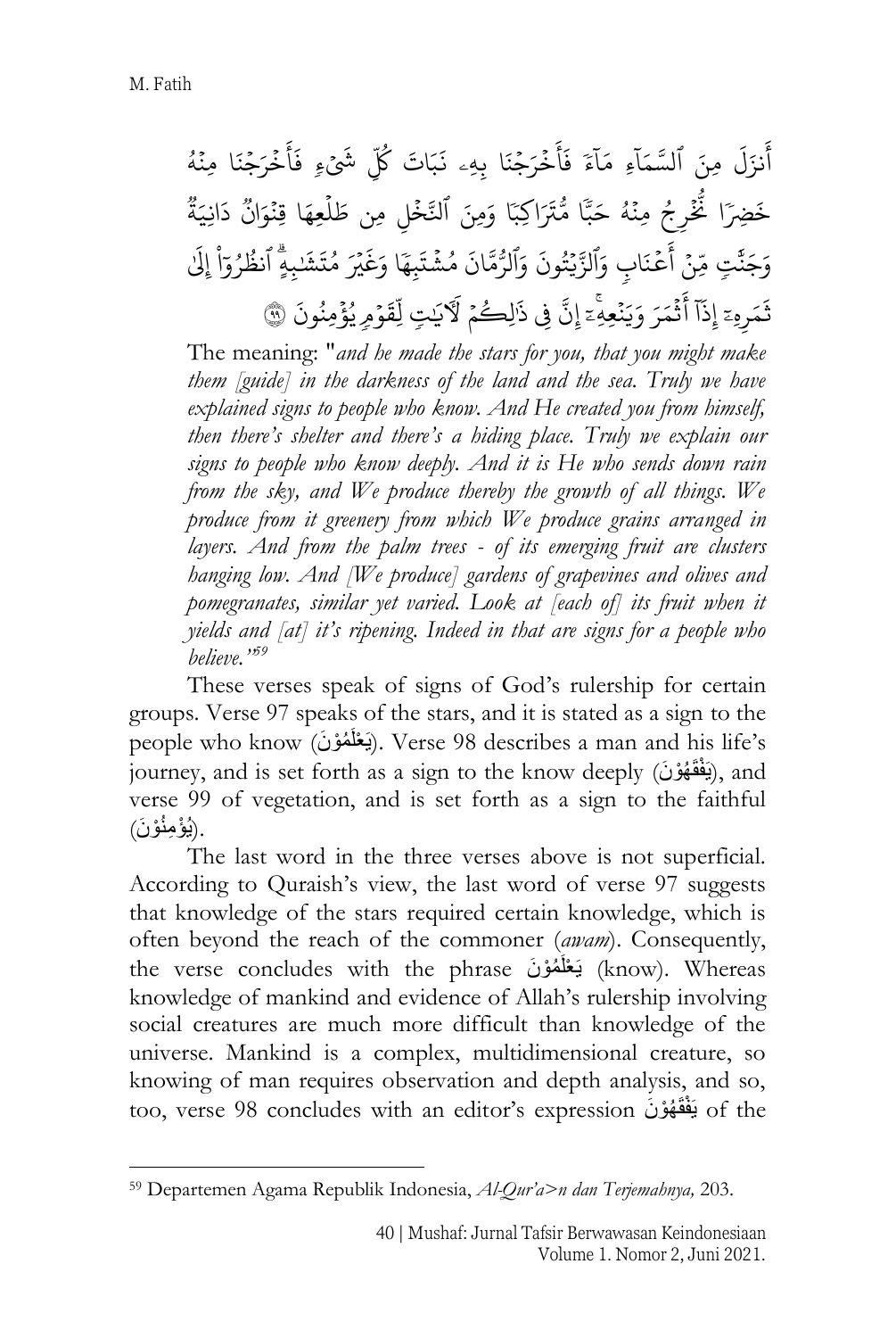أَنزَلَ مِنَ ٱلسَّمَآءِ مَآءً فَأَخْرَجْنَا بِهِۦ نَبَاتَ كُلِّ شَىْءٍ فَأَخْرَجْنَا مِنْهُ خَضِرًا نُّخْرِجُ مِنْهُ حَبًّا مُّتَرَاكِبًا وَمِنَ ٱلنَّخْلِ مِن طَلْعِهَا قِنْوَانٌ دَانِيَةٌ وَجَنَّٰتٍ مِّنْ أَعْنَابٍ وَٱلزَّيْتُونَ وَٱلرُّمَّانَ مُشْتَبِهًا وَغَيْرَ مُتَشَٰبِهٍ ۗ ٱنظُرُوٓا۟ إِلَىٰ ثَمَرِهِۦٓ إِذَآ أَثْمَرَ وَيَنْعِهِۦٓ ۚ إِنَّ فِى ذَٰلِكُمْ لَءَايَٰتٍ لِّقَوْمٍ يُؤْمِنُونَ ﴿٩٩﴾

The meaning: "*and he made the stars for you, that you might make them [guide] in the darkness of the land and the sea. Truly we have explained signs to people who know. And He created you from himself, then there's shelter and there's a hiding place. Truly we explain our signs to people who know deeply. And it is He who sends down rain from the sky, and We produce thereby the growth of all things. We produce from it greenery from which We produce grains arranged in layers. And from the palm trees - of its emerging fruit are clusters hanging low. And [We produce] gardens of grapevines and olives and pomegranates, similar yet varied. Look at [each of] its fruit when it yields and [at] it's ripening. Indeed in that are signs for a people who believe.*"[59]

These verses speak of signs of God's rulership for certain groups. Verse 97 speaks of the stars, and it is stated as a sign to the people who know (يَعْلَمُوْنَ). Verse 98 describes a man and his life's journey, and is set forth as a sign to the know deeply (يَفْقَهُوْنَ), and verse 99 of vegetation, and is set forth as a sign to the faithful (يُؤْمِنُوْنَ).

The last word in the three verses above is not superficial. According to Quraish's view, the last word of verse 97 suggests that knowledge of the stars required certain knowledge, which is often beyond the reach of the commoner (*awam*). Consequently, the verse concludes with the phrase يَعْلَمُوْنَ (know). Whereas knowledge of mankind and evidence of Allah's rulership involving social creatures are much more difficult than knowledge of the universe. Mankind is a complex, multidimensional creature, so knowing of man requires observation and depth analysis, and so, too, verse 98 concludes with an editor's expression يَفْقَهُوْنَ of the

[59] Departemen Agama Republik Indonesia, *Al-Qur'a>n dan Terjemahnya,* 203.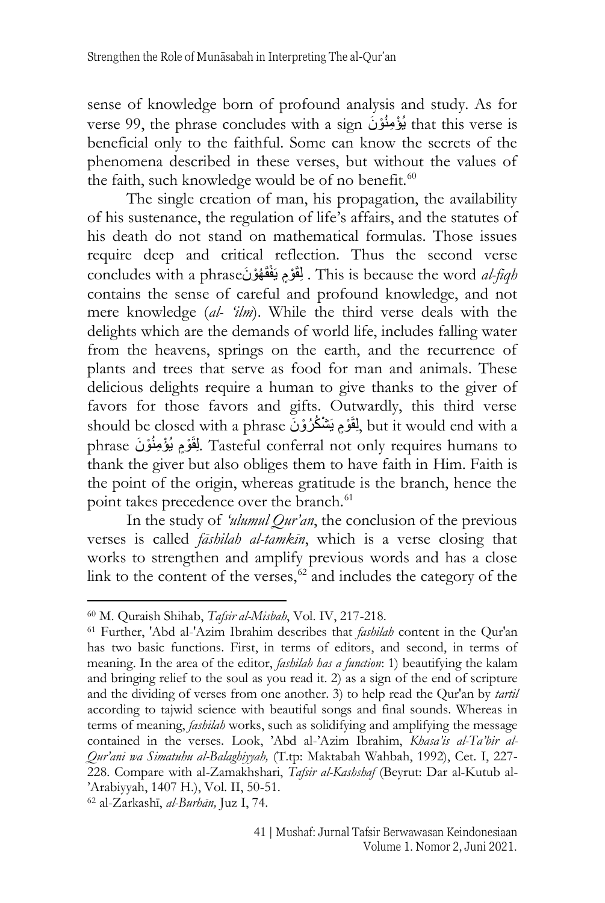sense of knowledge born of profound analysis and study. As for verse 99, the phrase concludes with a sign يُؤْمِنُوْنَ that this verse is beneficial only to the faithful. Some can know the secrets of the phenomena described in these verses, but without the values of the faith, such knowledge would be of no benefit.[60]

The single creation of man, his propagation, the availability of his sustenance, the regulation of life's affairs, and the statutes of his death do not stand on mathematical formulas. Those issues require deep and critical reflection. Thus the second verse concludes with a phraseلِقَوْمٍ يَفْقَهُوْنَ . This is because the word *al-fiqh* contains the sense of careful and profound knowledge, and not mere knowledge (*al- 'ilm*). While the third verse deals with the delights which are the demands of world life, includes falling water from the heavens, springs on the earth, and the recurrence of plants and trees that serve as food for man and animals. These delicious delights require a human to give thanks to the giver of favors for those favors and gifts. Outwardly, this third verse should be closed with a phrase لِقَوْمٍ يَشْكُرُوْنَ, but it would end with a phrase لِقَوْمٍ يُؤْمِنُوْنَ. Tasteful conferral not only requires humans to thank the giver but also obliges them to have faith in Him. Faith is the point of the origin, whereas gratitude is the branch, hence the point takes precedence over the branch.[61]

In the study of *'ulumul Qur'an*, the conclusion of the previous verses is called *fāshilah al-tamkīn*, which is a verse closing that works to strengthen and amplify previous words and has a close link to the content of the verses,[62] and includes the category of the

---

[60] M. Quraish Shihab, *Tafsir al-Misbah*, Vol. IV, 217-218.

[61] Further, 'Abd al-'Azim Ibrahim describes that *fashilah* content in the Qur'an has two basic functions. First, in terms of editors, and second, in terms of meaning. In the area of the editor, *fashilah has a function*: 1) beautifying the kalam and bringing relief to the soul as you read it. 2) as a sign of the end of scripture and the dividing of verses from one another. 3) to help read the Qur'an by *tartil* according to tajwid science with beautiful songs and final sounds. Whereas in terms of meaning, *fashilah* works, such as solidifying and amplifying the message contained in the verses. Look, 'Abd al-'Azim Ibrahim, *Khasa'is al-Ta'bir al-Qur'ani wa Simatuhu al-Balaghiyyah,* (T.tp: Maktabah Wahbah, 1992), Cet. I, 227-228. Compare with al-Zamakhshari, *Tafsir al-Kashshaf* (Beyrut: Dar al-Kutub al-'Arabiyyah, 1407 H.), Vol. II, 50-51.

[62] al-Zarkashī, *al-Burhān,* Juz I, 74.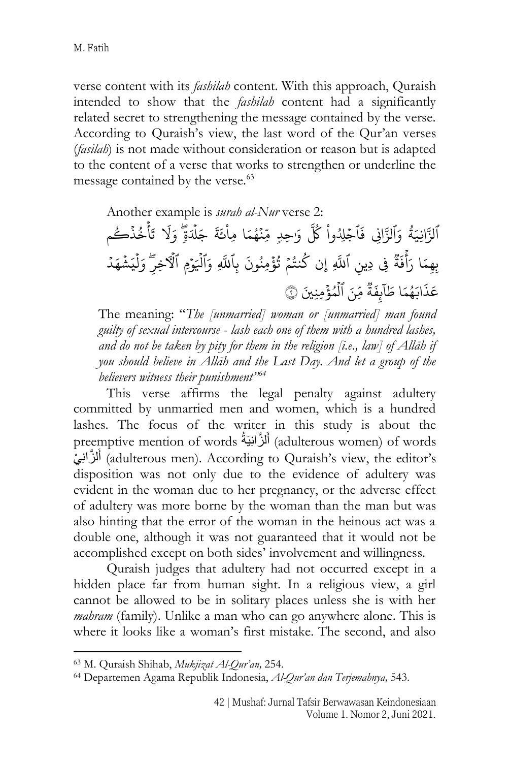verse content with its *fashilah* content. With this approach, Quraish intended to show that the *fashilah* content had a significantly related secret to strengthening the message contained by the verse. According to Quraish's view, the last word of the Qur'an verses (*fasilah*) is not made without consideration or reason but is adapted to the content of a verse that works to strengthen or underline the message contained by the verse.[63]

Another example is *surah al-Nur* verse 2:

ٱلزَّانِيَةُ وَٱلزَّانِي فَٱجۡلِدُواْ كُلَّ وَٰحِدٖ مِّنۡهُمَا مِاْئَةَ جَلۡدَةٖۖ وَلَا تَأۡخُذۡكُم بِهِمَا رَأۡفَةٞ فِي دِينِ ٱللَّهِ إِن كُنتُمۡ تُؤۡمِنُونَ بِٱللَّهِ وَٱلۡيَوۡمِ ٱلۡأٓخِرِۖ وَلۡيَشۡهَدۡ عَذَابَهُمَا طَآئِفَةٞ مِّنَ ٱلۡمُؤۡمِنِينَ ٢

The meaning: "*The [unmarried] woman or [unmarried] man found guilty of sexual intercourse - lash each one of them with a hundred lashes, and do not be taken by pity for them in the religion [i.e., law] of Allāh if you should believe in Allāh and the Last Day. And let a group of the believers witness their punishment*"[64]

This verse affirms the legal penalty against adultery committed by unmarried men and women, which is a hundred lashes. The focus of the writer in this study is about the preemptive mention of words أَلزَّانِيَةُ (adulterous women) of words أَلزَّانِيْ (adulterous men). According to Quraish's view, the editor's disposition was not only due to the evidence of adultery was evident in the woman due to her pregnancy, or the adverse effect of adultery was more borne by the woman than the man but was also hinting that the error of the woman in the heinous act was a double one, although it was not guaranteed that it would not be accomplished except on both sides' involvement and willingness.

Quraish judges that adultery had not occurred except in a hidden place far from human sight. In a religious view, a girl cannot be allowed to be in solitary places unless she is with her *mahram* (family). Unlike a man who can go anywhere alone. This is where it looks like a woman's first mistake. The second, and also

---

[63] M. Quraish Shihab, *Mukjizat Al-Qur'an,* 254.

[64] Departemen Agama Republik Indonesia, *Al-Qur'an dan Terjemahnya,* 543.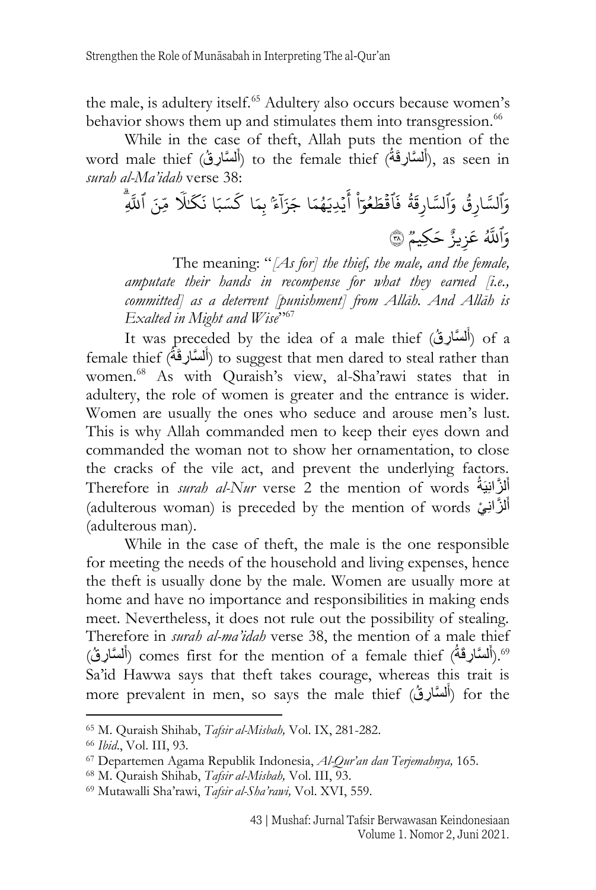the male, is adultery itself.[65] Adultery also occurs because women's behavior shows them up and stimulates them into transgression.[66]

While in the case of theft, Allah puts the mention of the word male thief (أَلسَّارِقُ) to the female thief (أَلسَّارِقَةُ), as seen in *surah al-Ma'idah* verse 38:

وَٱلسَّارِقُ وَٱلسَّارِقَةُ فَٱقْطَعُوٓا۟ أَيْدِيَهُمَا جَزَآءًۢ بِمَا كَسَبَا نَكَٰلًا مِّنَ ٱللَّهِ ۗ وَٱللَّهُ عَزِيزٌ حَكِيمٌ ﴿٣٨﴾

The meaning: "*[As for] the thief, the male, and the female, amputate their hands in recompense for what they earned [i.e., committed] as a deterrent [punishment] from Allāh. And Allāh is Exalted in Might and Wise*"[67]

It was preceded by the idea of a male thief (أَلسَّارِقُ) of a female thief (أَلسَّارِقَةُ) to suggest that men dared to steal rather than women.[68] As with Quraish's view, al-Sha'rawi states that in adultery, the role of women is greater and the entrance is wider. Women are usually the ones who seduce and arouse men's lust. This is why Allah commanded men to keep their eyes down and commanded the woman not to show her ornamentation, to close the cracks of the vile act, and prevent the underlying factors. Therefore in *surah al-Nur* verse 2 the mention of words أَلزَّانِيَةُ (adulterous woman) is preceded by the mention of words أَلزَّانِيْ (adulterous man).

While in the case of theft, the male is the one responsible for meeting the needs of the household and living expenses, hence the theft is usually done by the male. Women are usually more at home and have no importance and responsibilities in making ends meet. Nevertheless, it does not rule out the possibility of stealing. Therefore in *surah al-ma'idah* verse 38, the mention of a male thief (أَلسَّارِقُ) comes first for the mention of a female thief (أَلسَّارِقَةُ).[69] Sa'id Hawwa says that theft takes courage, whereas this trait is more prevalent in men, so says the male thief (أَلسَّارِقُ) for the

---

[65] M. Quraish Shihab, *Tafsir al-Misbah,* Vol. IX, 281-282.

[66] *Ibid*., Vol. III, 93.

[67] Departemen Agama Republik Indonesia, *Al-Qur'an dan Terjemahnya,* 165.

[68] M. Quraish Shihab, *Tafsir al-Misbah,* Vol. III, 93.

[69] Mutawalli Sha'rawi, *Tafsir al-Sha'rawi,* Vol. XVI, 559.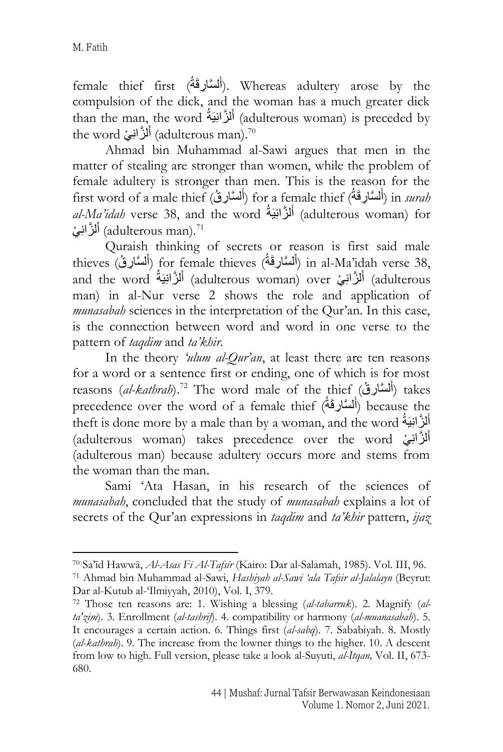female thief first (أَلسَّارِقَةُ). Whereas adultery arose by the compulsion of the dick, and the woman has a much greater dick than the man, the word أَلزَّانِيَةُ (adulterous woman) is preceded by the word أَلزَّانِيْ (adulterous man).[70]

Ahmad bin Muhammad al-Sawi argues that men in the matter of stealing are stronger than women, while the problem of female adultery is stronger than men. This is the reason for the first word of a male thief (أَلسَّارِقُ) for a female thief (أَلسَّارِقَةُ) in *surah al-Ma'idah* verse 38, and the word أَلزَّانِيَةُ (adulterous woman) for أَلزَّانِيْ (adulterous man).[71]

Quraish thinking of secrets or reason is first said male thieves (أَلسَّارِقُ) for female thieves (أَلسَّارِقَةُ) in al-Ma'idah verse 38, and the word أَلزَّانِيَةُ (adulterous woman) over أَلزَّانِيْ (adulterous man) in al-Nur verse 2 shows the role and application of *munasabah* sciences in the interpretation of the Qur'an. In this case, is the connection between word and word in one verse to the pattern of *taqdim* and *ta'khir*.

In the theory *'ulum al-Qur'an*, at least there are ten reasons for a word or a sentence first or ending, one of which is for most reasons (*al-kathrah*).[72] The word male of the thief (أَلسَّارِقُ) takes precedence over the word of a female thief (أَلسَّارِقَةُ) because the theft is done more by a male than by a woman, and the word أَلزَّانِيَةُ (adulterous woman) takes precedence over the word أَلزَّانِيْ (adulterous man) because adultery occurs more and stems from the woman than the man.

Sami 'Ata Hasan, in his research of the sciences of *munasabah*, concluded that the study of *munasabah* explains a lot of secrets of the Qur'an expressions in *taqdim* and *ta'khir* pattern, *ijaz*

---

[70] Sa'īd Hawwā, *Al-Asas Fī Al-Tafsīr* (Kairo: Dar al-Salamah, 1985). Vol. III, 96.

[71] Ahmad bin Muhammad al-Sawi, *Hashiyah al-Sawi 'ala Tafsir al-Jalalayn* (Beyrut: Dar al-Kutub al-'Ilmiyyah, 2010), Vol. I, 379.

[72] Those ten reasons are: 1. Wishing a blessing (*al-tabarruk*). 2. Magnify (*al-ta'zim*). 3. Enrollment (*al-tashrif*). 4. compatibility or harmony (*al-muanasabah*). 5. It encourages a certain action. 6. Things first (*al-sabq*). 7. Sababiyah. 8. Mostly (*al-kathrah*). 9. The increase from the lowner things to the higher. 10. A descent from low to high. Full version, please take a look al-Suyuti, *al-Itqan,* Vol. II, 673-680.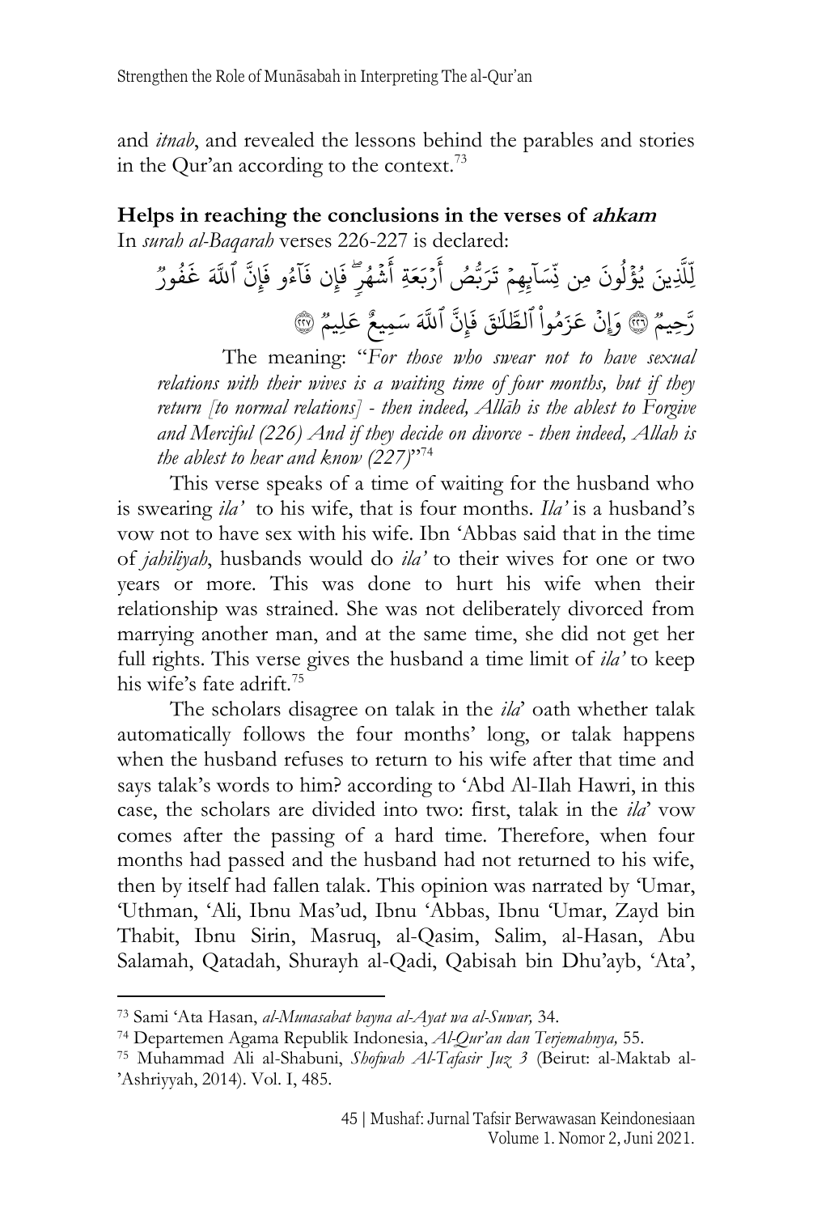and *itnab*, and revealed the lessons behind the parables and stories in the Qur'an according to the context.[73]

**Helps in reaching the conclusions in the verses of *ahkam***

In *surah al-Baqarah* verses 226-227 is declared:

لِّلَّذِينَ يُؤْلُونَ مِن نِّسَآئِهِمْ تَرَبُّصُ أَرْبَعَةِ أَشْهُرٍ ۖ فَإِن فَآءُو فَإِنَّ ٱللَّهَ غَفُورٌ رَّحِيمٌ ﴿٢٢٦﴾ وَإِنْ عَزَمُوا۟ ٱلطَّلَٰقَ فَإِنَّ ٱللَّهَ سَمِيعٌ عَلِيمٌ ﴿٢٢٧﴾

The meaning: "*For those who swear not to have sexual relations with their wives is a waiting time of four months, but if they return [to normal relations] - then indeed, Allāh is the ablest to Forgive and Merciful (226) And if they decide on divorce - then indeed, Allah is the ablest to hear and know (227)*"[74]

This verse speaks of a time of waiting for the husband who is swearing *ila'* to his wife, that is four months. *Ila'* is a husband's vow not to have sex with his wife. Ibn 'Abbas said that in the time of *jahiliyah*, husbands would do *ila'* to their wives for one or two years or more. This was done to hurt his wife when their relationship was strained. She was not deliberately divorced from marrying another man, and at the same time, she did not get her full rights. This verse gives the husband a time limit of *ila'* to keep his wife's fate adrift.[75]

The scholars disagree on talak in the *ila*' oath whether talak automatically follows the four months' long, or talak happens when the husband refuses to return to his wife after that time and says talak's words to him? according to 'Abd Al-Ilah Hawri, in this case, the scholars are divided into two: first, talak in the *ila*' vow comes after the passing of a hard time. Therefore, when four months had passed and the husband had not returned to his wife, then by itself had fallen talak. This opinion was narrated by 'Umar, 'Uthman, 'Ali, Ibnu Mas'ud, Ibnu 'Abbas, Ibnu 'Umar, Zayd bin Thabit, Ibnu Sirin, Masruq, al-Qasim, Salim, al-Hasan, Abu Salamah, Qatadah, Shurayh al-Qadi, Qabisah bin Dhu'ayb, 'Ata',

---

[73] Sami 'Ata Hasan, *al-Munasabat bayna al-Ayat wa al-Suwar,* 34.

[74] Departemen Agama Republik Indonesia, *Al-Qur'an dan Terjemahnya,* 55.

[75] Muhammad Ali al-Shabuni, *Shofwah Al-Tafasir Juz 3* (Beirut: al-Maktab al-'Ashriyyah, 2014). Vol. I, 485.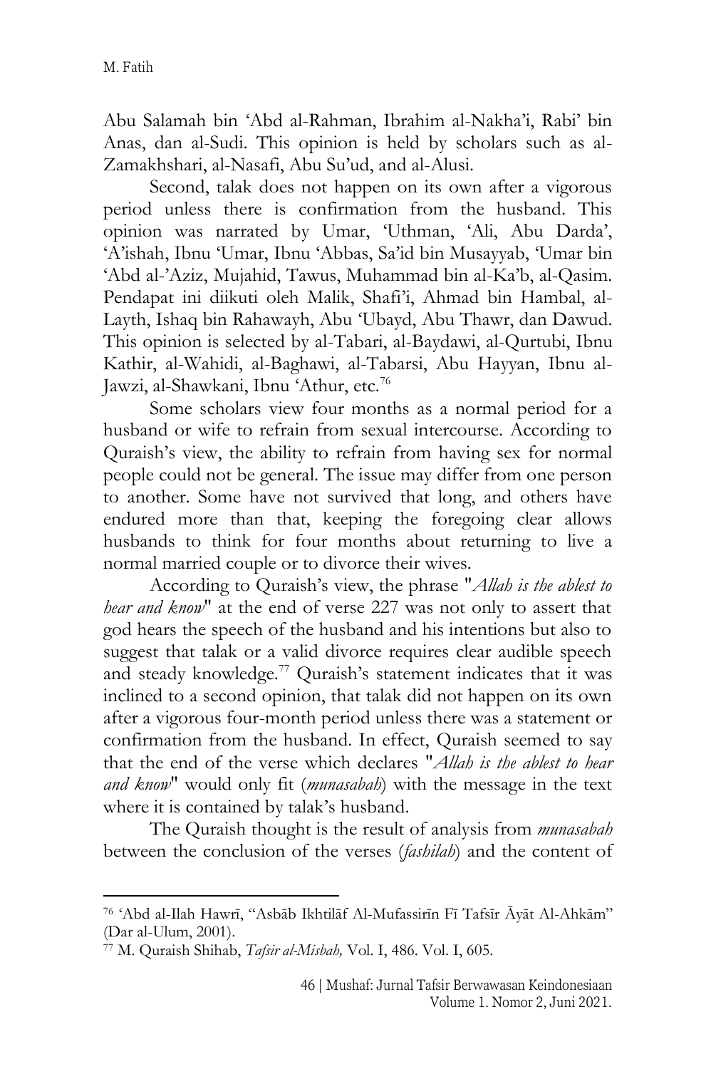Abu Salamah bin 'Abd al-Rahman, Ibrahim al-Nakha'i, Rabi' bin Anas, dan al-Sudi. This opinion is held by scholars such as al-Zamakhshari, al-Nasafi, Abu Su'ud, and al-Alusi.

Second, talak does not happen on its own after a vigorous period unless there is confirmation from the husband. This opinion was narrated by Umar, 'Uthman, 'Ali, Abu Darda', 'A'ishah, Ibnu 'Umar, Ibnu 'Abbas, Sa'id bin Musayyab, 'Umar bin 'Abd al-'Aziz, Mujahid, Tawus, Muhammad bin al-Ka'b, al-Qasim. Pendapat ini diikuti oleh Malik, Shafi'i, Ahmad bin Hambal, al-Layth, Ishaq bin Rahawayh, Abu 'Ubayd, Abu Thawr, dan Dawud. This opinion is selected by al-Tabari, al-Baydawi, al-Qurtubi, Ibnu Kathir, al-Wahidi, al-Baghawi, al-Tabarsi, Abu Hayyan, Ibnu al-Jawzi, al-Shawkani, Ibnu 'Athur, etc.[76]

Some scholars view four months as a normal period for a husband or wife to refrain from sexual intercourse. According to Quraish's view, the ability to refrain from having sex for normal people could not be general. The issue may differ from one person to another. Some have not survived that long, and others have endured more than that, keeping the foregoing clear allows husbands to think for four months about returning to live a normal married couple or to divorce their wives.

According to Quraish's view, the phrase "*Allah is the ablest to hear and know*" at the end of verse 227 was not only to assert that god hears the speech of the husband and his intentions but also to suggest that talak or a valid divorce requires clear audible speech and steady knowledge.[77] Quraish's statement indicates that it was inclined to a second opinion, that talak did not happen on its own after a vigorous four-month period unless there was a statement or confirmation from the husband. In effect, Quraish seemed to say that the end of the verse which declares "*Allah is the ablest to hear and know*" would only fit (*munasabah*) with the message in the text where it is contained by talak's husband.

The Quraish thought is the result of analysis from *munasabah* between the conclusion of the verses (*fashilah*) and the content of

---

[76] 'Abd al-Ilah Hawrī, "Asbāb Ikhtilāf Al-Mufassirīn Fī Tafsīr Āyāt Al-Ahkām" (Dar al-Ulum, 2001).

[77] M. Quraish Shihab, *Tafsir al-Misbah,* Vol. I, 486. Vol. I, 605.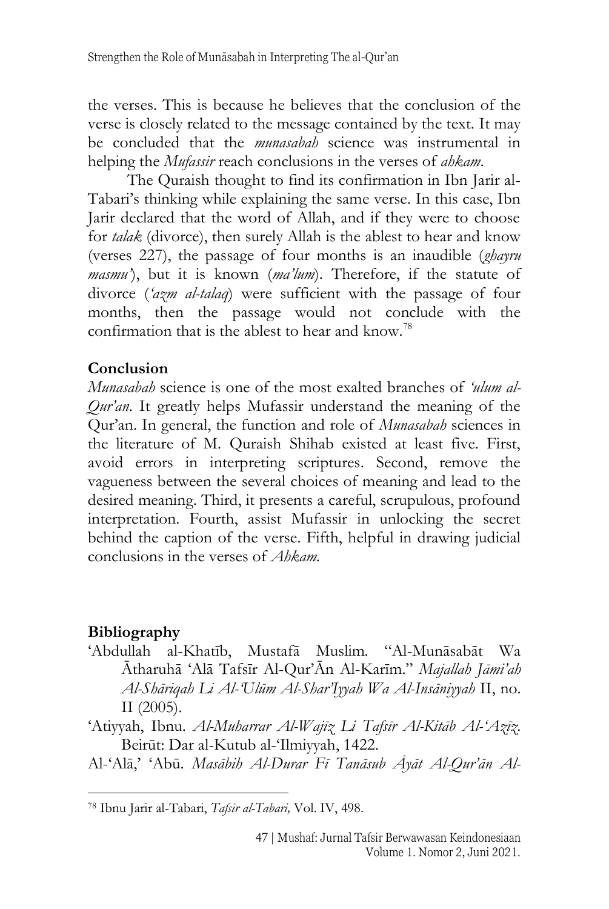the verses. This is because he believes that the conclusion of the verse is closely related to the message contained by the text. It may be concluded that the *munasabah* science was instrumental in helping the *Mufassir* reach conclusions in the verses of *ahkam*.

The Quraish thought to find its confirmation in Ibn Jarir al-Tabari's thinking while explaining the same verse. In this case, Ibn Jarir declared that the word of Allah, and if they were to choose for *talak* (divorce), then surely Allah is the ablest to hear and know (verses 227), the passage of four months is an inaudible (*ghayru masmu'*), but it is known (*ma'lum*). Therefore, if the statute of divorce (*'azm al-talaq*) were sufficient with the passage of four months, then the passage would not conclude with the confirmation that is the ablest to hear and know.[78]

## Conclusion

*Munasabah* science is one of the most exalted branches of *'ulum al-Qur'an*. It greatly helps Mufassir understand the meaning of the Qur'an. In general, the function and role of *Munasabah* sciences in the literature of M. Quraish Shihab existed at least five. First, avoid errors in interpreting scriptures. Second, remove the vagueness between the several choices of meaning and lead to the desired meaning. Third, it presents a careful, scrupulous, profound interpretation. Fourth, assist Mufassir in unlocking the secret behind the caption of the verse. Fifth, helpful in drawing judicial conclusions in the verses of *Ahkam*.

## Bibliography

'Abdullah al-Khatīb, Mustafā Muslim. "Al-Munāsabāt Wa Ātharuhā 'Alā Tafsīr Al-Qur'Ān Al-Karīm." *Majallah Jāmi'ah Al-Shāriqah Li Al-'Ulūm Al-Shar'Iyyah Wa Al-Insāniyyah* II, no. II (2005).

'Atiyyah, Ibnu. *Al-Muharrar Al-Wajīz Li Tafsīr Al-Kitāb Al-'Azīz*. Beirūt: Dar al-Kutub al-'Ilmiyyah, 1422.

Al-'Alā,' 'Abū. *Masābih Al-Durar Fī Tanāsub Āyāt Al-Qur'ān Al-*

---

[78] Ibnu Jarir al-Tabari, *Tafsir al-Tabari,* Vol. IV, 498.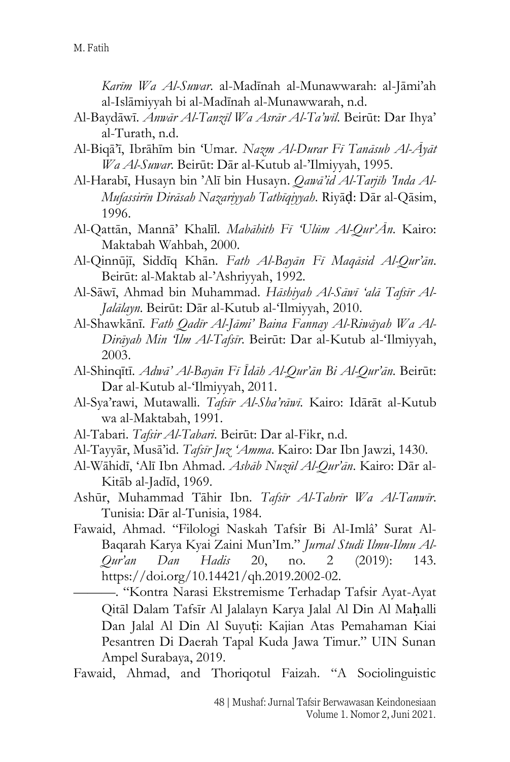*Karīm Wa Al-Suwar*. al-Madīnah al-Munawwarah: al-Jāmi'ah al-Islāmiyyah bi al-Madīnah al-Munawwarah, n.d.

Al-Baydāwī. *Anwār Al-Tanzīl Wa Asrār Al-Ta'wīl*. Beirūt: Dar Ihya' al-Turath, n.d.

Al-Biqā'ī, Ibrāhīm bin 'Umar. *Nazm Al-Durar Fī Tanāsub Al-Āyāt Wa Al-Suwar*. Beirūt: Dār al-Kutub al-'Ilmiyyah, 1995.

Al-Harabī, Husayn bin 'Alī bin Husayn. *Qawā'id Al-Tarjīh 'Inda Al-Mufassirīn Dirāsah Nazariyyah Tatbīqiyyah*. Riyāḍ: Dār al-Qāsim, 1996.

Al-Qattān, Mannā' Khalīl. *Mabāhith Fī 'Ulūm Al-Qur'Ān*. Kairo: Maktabah Wahbah, 2000.

Al-Qinnūjī, Siddīq Khān. *Fath Al-Bayān Fī Maqāsid Al-Qur'ān*. Beirūt: al-Maktab al-'Ashriyyah, 1992.

Al-Sāwī, Ahmad bin Muhammad. *Hāshiyah Al-Sāwī 'alā Tafsīr Al-Jalālayn*. Beirūt: Dār al-Kutub al-'Ilmiyyah, 2010.

Al-Shawkānī. *Fath Qadīr Al-Jāmi' Baina Fannay Al-Riwāyah Wa Al-Dirāyah Min 'Ilm Al-Tafsīr*. Beirūt: Dar al-Kutub al-'Ilmiyyah, 2003.

Al-Shinqītī. *Adwā' Al-Bayān Fī Īdāh Al-Qur'ān Bi Al-Qur'ān*. Beirūt: Dar al-Kutub al-'Ilmiyyah, 2011.

Al-Sya'rawi, Mutawalli. *Tafsīr Al-Sha'rāwī*. Kairo: Idārāt al-Kutub wa al-Maktabah, 1991.

Al-Tabari. *Tafsir Al-Tabari*. Beirūt: Dar al-Fikr, n.d.

Al-Tayyār, Musā'id. *Tafsīr Juz 'Amma*. Kairo: Dar Ibn Jawzi, 1430.

Al-Wāhidī, 'Alī Ibn Ahmad. *Asbāb Nuzūl Al-Qur'ān*. Kairo: Dār al-Kitāb al-Jadīd, 1969.

Ashūr, Muhammad Tāhir Ibn. *Tafsīr Al-Tahrīr Wa Al-Tanwīr*. Tunisia: Dār al-Tunisia, 1984.

Fawaid, Ahmad. "Filologi Naskah Tafsîr Bi Al-Imlâ' Surat Al-Baqarah Karya Kyai Zaini Mun'Im." *Jurnal Studi Ilmu-Ilmu Al-Qur'an Dan Hadis* 20, no. 2 (2019): 143. https://doi.org/10.14421/qh.2019.2002-02.

———. "Kontra Narasi Ekstremisme Terhadap Tafsir Ayat-Ayat Qitāl Dalam Tafsīr Al Jalalayn Karya Jalal Al Din Al Maḥalli Dan Jalal Al Din Al Suyuṭi: Kajian Atas Pemahaman Kiai Pesantren Di Daerah Tapal Kuda Jawa Timur." UIN Sunan Ampel Surabaya, 2019.

Fawaid, Ahmad, and Thoriqotul Faizah. "A Sociolinguistic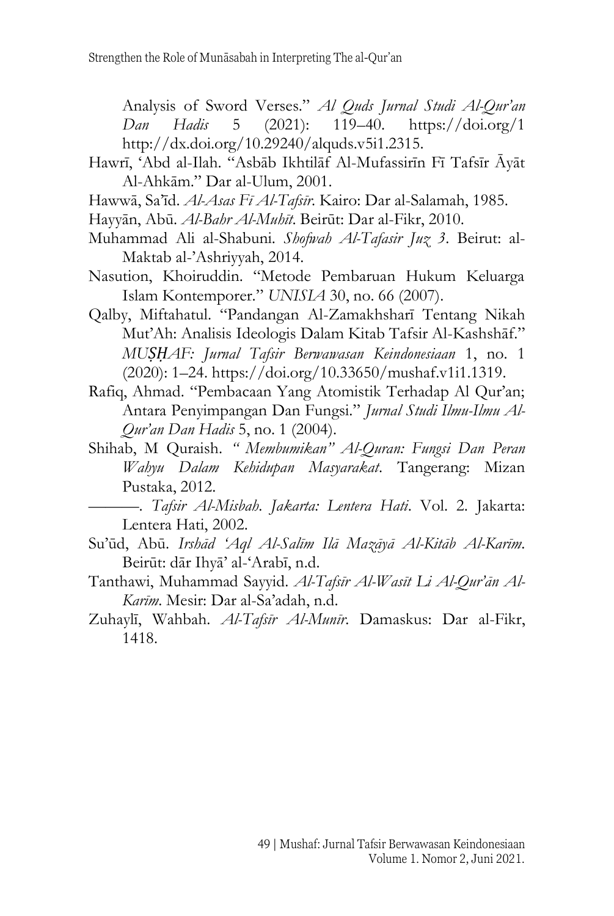Analysis of Sword Verses." *Al Quds Jurnal Studi Al-Qur'an Dan Hadis* 5 (2021): 119–40. https://doi.org/1 http://dx.doi.org/10.29240/alquds.v5i1.2315.

Hawrī, 'Abd al-Ilah. "Asbāb Ikhtilāf Al-Mufassirīn Fī Tafsīr Āyāt Al-Ahkām." Dar al-Ulum, 2001.

Hawwā, Sa'īd. *Al-Asas Fī Al-Tafsīr*. Kairo: Dar al-Salamah, 1985.

Hayyān, Abū. *Al-Bahr Al-Muhīt*. Beirūt: Dar al-Fikr, 2010.

Muhammad Ali al-Shabuni. *Shofwah Al-Tafasir Juz 3*. Beirut: al-Maktab al-'Ashriyyah, 2014.

Nasution, Khoiruddin. "Metode Pembaruan Hukum Keluarga Islam Kontemporer." *UNISIA* 30, no. 66 (2007).

Qalby, Miftahatul. "Pandangan Al-Zamakhsharī Tentang Nikah Mut'Ah: Analisis Ideologis Dalam Kitab Tafsir Al-Kashshāf." *MUṢḤAF: Jurnal Tafsir Berwawasan Keindonesiaan* 1, no. 1 (2020): 1–24. https://doi.org/10.33650/mushaf.v1i1.1319.

Rafiq, Ahmad. "Pembacaan Yang Atomistik Terhadap Al Qur'an; Antara Penyimpangan Dan Fungsi." *Jurnal Studi Ilmu-Ilmu Al-Qur'an Dan Hadis* 5, no. 1 (2004).

Shihab, M Quraish. *" Membumikan" Al-Quran: Fungsi Dan Peran Wahyu Dalam Kehidupan Masyarakat*. Tangerang: Mizan Pustaka, 2012.

———. *Tafsir Al-Misbah. Jakarta: Lentera Hati*. Vol. 2. Jakarta: Lentera Hati, 2002.

Su'ūd, Abū. *Irshād 'Aql Al-Salīm Ilā Mazāyā Al-Kitāb Al-Karīm*. Beirūt: dār Ihyā' al-'Arabī, n.d.

Tanthawi, Muhammad Sayyid. *Al-Tafsīr Al-Wasīt Li Al-Qur'ān Al-Karīm*. Mesir: Dar al-Sa'adah, n.d.

Zuhaylī, Wahbah. *Al-Tafsīr Al-Munīr*. Damaskus: Dar al-Fikr, 1418.